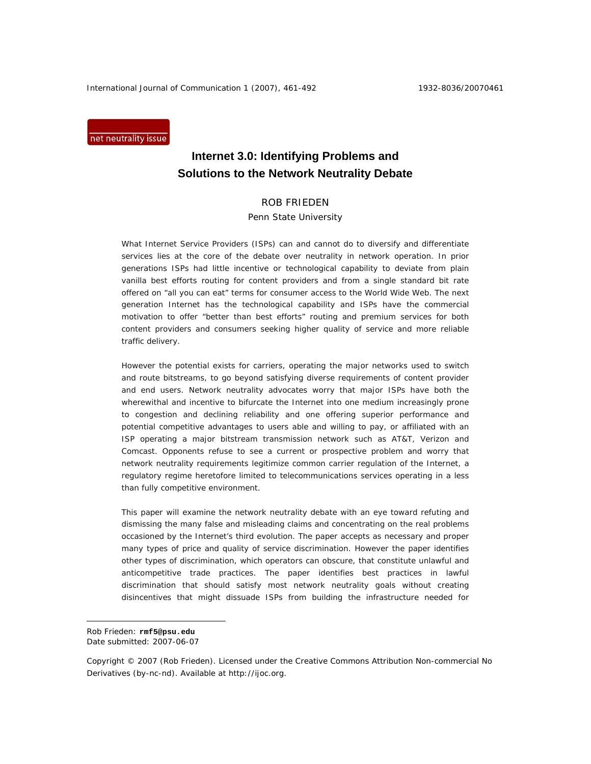net neutrality issue

# Internet 3.0: Identifying Problems and Solutions to the Network Neutrality Debate

ROB FRIEDEN
Penn State University

What Internet Service Providers (ISPs) can and cannot do to diversify and differentiate services lies at the core of the debate over neutrality in network operation. In prior generations ISPs had little incentive or technological capability to deviate from plain vanilla best efforts routing for content providers and from a single standard bit rate offered on "all you can eat" terms for consumer access to the World Wide Web. The next generation Internet has the technological capability and ISPs have the commercial motivation to offer "better than best efforts" routing and premium services for both content providers and consumers seeking higher quality of service and more reliable traffic delivery.

However the potential exists for carriers, operating the major networks used to switch and route bitstreams, to go beyond satisfying diverse requirements of content provider and end users. Network neutrality advocates worry that major ISPs have both the wherewithal and incentive to bifurcate the Internet into one medium increasingly prone to congestion and declining reliability and one offering superior performance and potential competitive advantages to users able and willing to pay, or affiliated with an ISP operating a major bitstream transmission network such as AT&T, Verizon and Comcast. Opponents refuse to see a current or prospective problem and worry that network neutrality requirements legitimize common carrier regulation of the Internet, a regulatory regime heretofore limited to telecommunications services operating in a less than fully competitive environment.

This paper will examine the network neutrality debate with an eye toward refuting and dismissing the many false and misleading claims and concentrating on the real problems occasioned by the Internet's third evolution. The paper accepts as necessary and proper many types of price and quality of service discrimination. However the paper identifies other types of discrimination, which operators can obscure, that constitute unlawful and anticompetitive trade practices. The paper identifies best practices in lawful discrimination that should satisfy most network neutrality goals without creating disincentives that might dissuade ISPs from building the infrastructure needed for

---

Rob Frieden: **rmf5@psu.edu**
Date submitted: 2007-06-07

Copyright © 2007 (Rob Frieden). Licensed under the Creative Commons Attribution Non-commercial No Derivatives (by-nc-nd). Available at http://ijoc.org.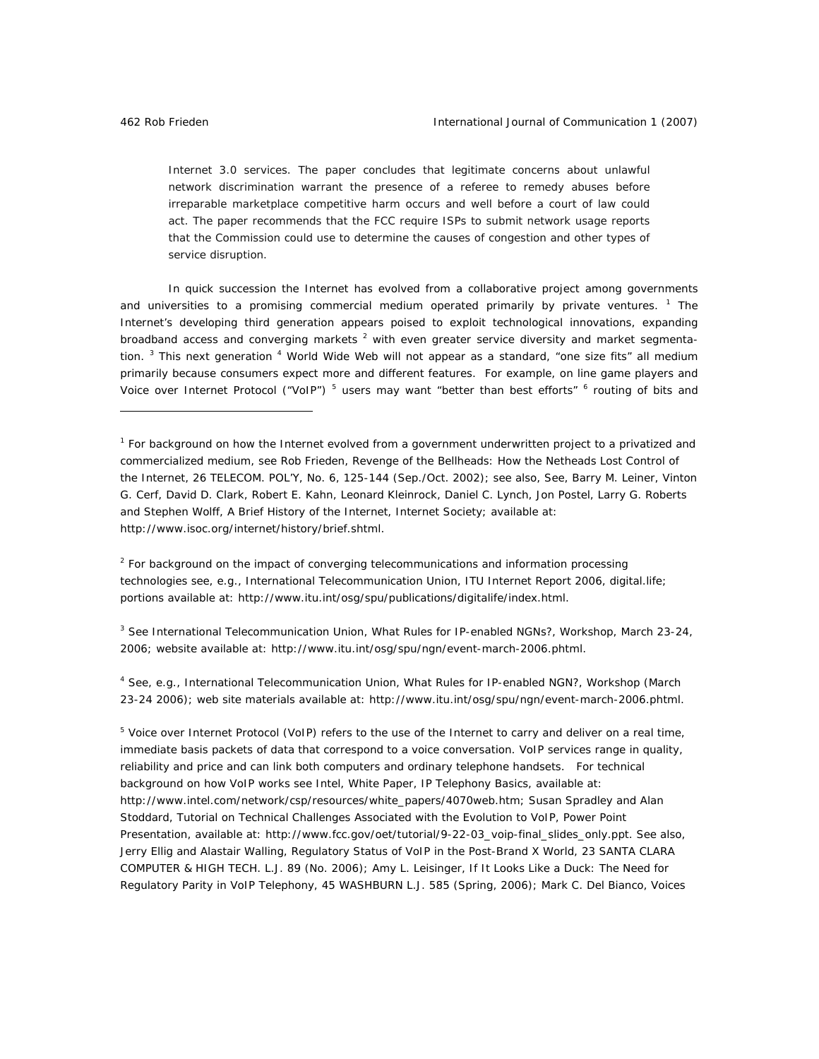Internet 3.0 services. The paper concludes that legitimate concerns about unlawful network discrimination warrant the presence of a referee to remedy abuses before irreparable marketplace competitive harm occurs and well before a court of law could act. The paper recommends that the FCC require ISPs to submit network usage reports that the Commission could use to determine the causes of congestion and other types of service disruption.

In quick succession the Internet has evolved from a collaborative project among governments and universities to a promising commercial medium operated primarily by private ventures. [1] The Internet's developing third generation appears poised to exploit technological innovations, expanding broadband access and converging markets [2] with even greater service diversity and market segmentation. [3] This next generation [4] World Wide Web will not appear as a standard, "one size fits" all medium primarily because consumers expect more and different features. For example, on line game players and Voice over Internet Protocol ("VoIP") [5] users may want "better than best efforts" [6] routing of bits and

---

[1] For background on how the Internet evolved from a government underwritten project to a privatized and commercialized medium, see Rob Frieden, Revenge of the Bellheads: How the Netheads Lost Control of the Internet, 26 TELECOM. POL'Y, No. 6, 125-144 (Sep./Oct. 2002); see also, See, Barry M. Leiner, Vinton G. Cerf, David D. Clark, Robert E. Kahn, Leonard Kleinrock, Daniel C. Lynch, Jon Postel, Larry G. Roberts and Stephen Wolff, A Brief History of the Internet, Internet Society; available at: http://www.isoc.org/internet/history/brief.shtml.

[2] For background on the impact of converging telecommunications and information processing technologies see, e.g., International Telecommunication Union, ITU Internet Report 2006, digital.life; portions available at: http://www.itu.int/osg/spu/publications/digitalife/index.html.

[3] See International Telecommunication Union, What Rules for IP-enabled NGNs?, Workshop, March 23-24, 2006; website available at: http://www.itu.int/osg/spu/ngn/event-march-2006.phtml.

[4] See, e.g., International Telecommunication Union, What Rules for IP-enabled NGN?, Workshop (March 23-24 2006); web site materials available at: http://www.itu.int/osg/spu/ngn/event-march-2006.phtml.

[5] Voice over Internet Protocol (VoIP) refers to the use of the Internet to carry and deliver on a real time, immediate basis packets of data that correspond to a voice conversation. VoIP services range in quality, reliability and price and can link both computers and ordinary telephone handsets. For technical background on how VoIP works see Intel, White Paper, IP Telephony Basics, available at: http://www.intel.com/network/csp/resources/white_papers/4070web.htm; Susan Spradley and Alan Stoddard, Tutorial on Technical Challenges Associated with the Evolution to VoIP, Power Point Presentation, available at: http://www.fcc.gov/oet/tutorial/9-22-03_voip-final_slides_only.ppt. See also, Jerry Ellig and Alastair Walling, Regulatory Status of VoIP in the Post-Brand X World, 23 SANTA CLARA COMPUTER & HIGH TECH. L.J. 89 (No. 2006); Amy L. Leisinger, If It Looks Like a Duck: The Need for Regulatory Parity in VoIP Telephony, 45 WASHBURN L.J. 585 (Spring, 2006); Mark C. Del Bianco, Voices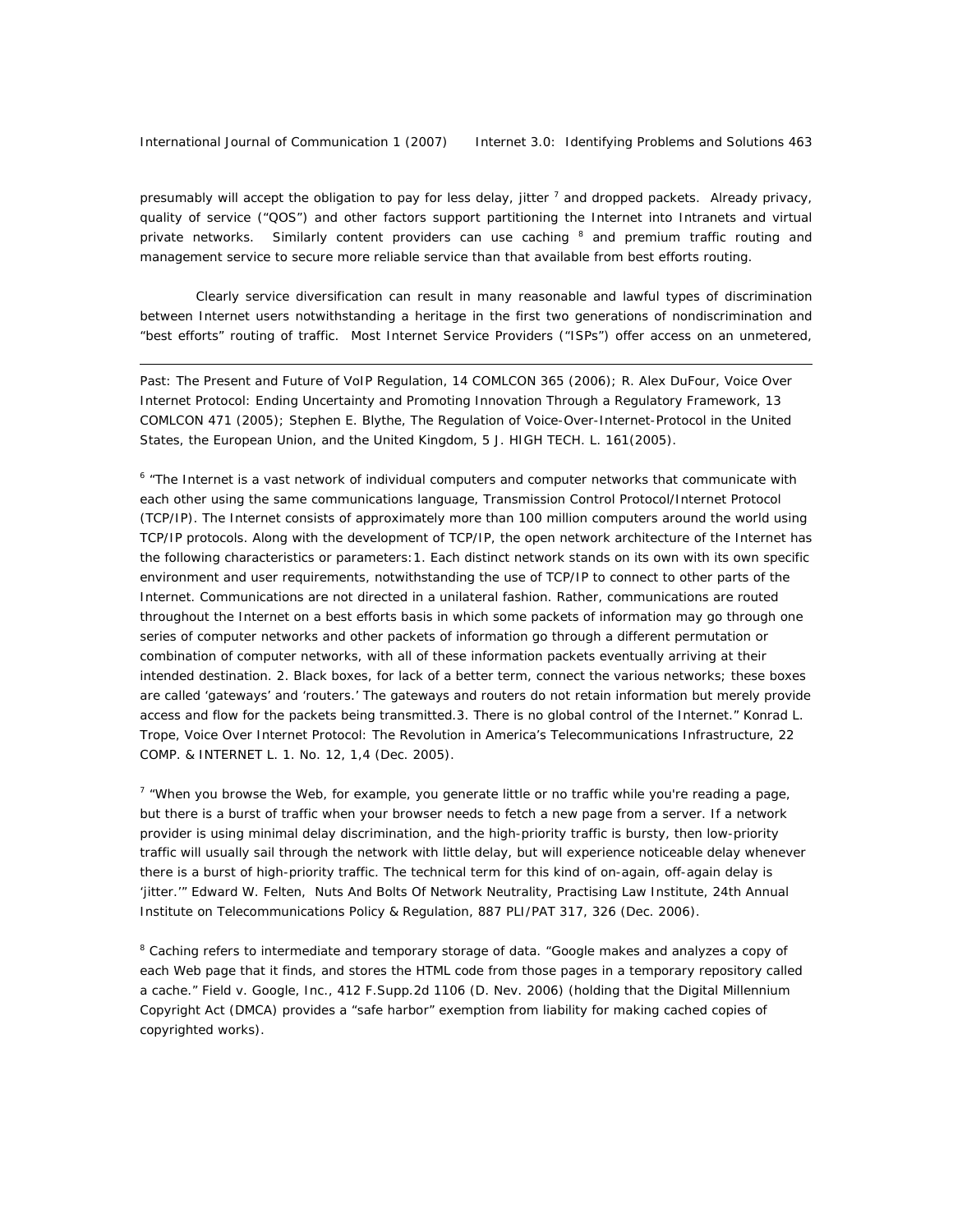presumably will accept the obligation to pay for less delay, jitter [7] and dropped packets. Already privacy, quality of service ("QOS") and other factors support partitioning the Internet into Intranets and virtual private networks. Similarly content providers can use caching [8] and premium traffic routing and management service to secure more reliable service than that available from best efforts routing.

Clearly service diversification can result in many reasonable and lawful types of discrimination between Internet users notwithstanding a heritage in the first two generations of nondiscrimination and "best efforts" routing of traffic. Most Internet Service Providers ("ISPs") offer access on an unmetered,

---

Past: The Present and Future of VoIP Regulation, 14 COMLCON 365 (2006); R. Alex DuFour, Voice Over Internet Protocol: Ending Uncertainty and Promoting Innovation Through a Regulatory Framework, 13 COMLCON 471 (2005); Stephen E. Blythe, The Regulation of Voice-Over-Internet-Protocol in the United States, the European Union, and the United Kingdom, 5 J. HIGH TECH. L. 161(2005).

[6] "The Internet is a vast network of individual computers and computer networks that communicate with each other using the same communications language, Transmission Control Protocol/Internet Protocol (TCP/IP). The Internet consists of approximately more than 100 million computers around the world using TCP/IP protocols. Along with the development of TCP/IP, the open network architecture of the Internet has the following characteristics or parameters:1. Each distinct network stands on its own with its own specific environment and user requirements, notwithstanding the use of TCP/IP to connect to other parts of the Internet. Communications are not directed in a unilateral fashion. Rather, communications are routed throughout the Internet on a best efforts basis in which some packets of information may go through one series of computer networks and other packets of information go through a different permutation or combination of computer networks, with all of these information packets eventually arriving at their intended destination. 2. Black boxes, for lack of a better term, connect the various networks; these boxes are called 'gateways' and 'routers.' The gateways and routers do not retain information but merely provide access and flow for the packets being transmitted.3. There is no global control of the Internet." Konrad L. Trope, Voice Over Internet Protocol: The Revolution in America's Telecommunications Infrastructure, 22 COMP. & INTERNET L. 1. No. 12, 1,4 (Dec. 2005).

[7] "When you browse the Web, for example, you generate little or no traffic while you're reading a page, but there is a burst of traffic when your browser needs to fetch a new page from a server. If a network provider is using minimal delay discrimination, and the high-priority traffic is bursty, then low-priority traffic will usually sail through the network with little delay, but will experience noticeable delay whenever there is a burst of high-priority traffic. The technical term for this kind of on-again, off-again delay is 'jitter.'" Edward W. Felten, Nuts And Bolts Of Network Neutrality, Practising Law Institute, 24th Annual Institute on Telecommunications Policy & Regulation, 887 PLI/PAT 317, 326 (Dec. 2006).

[8] Caching refers to intermediate and temporary storage of data. "Google makes and analyzes a copy of each Web page that it finds, and stores the HTML code from those pages in a temporary repository called a cache." Field v. Google, Inc., 412 F.Supp.2d 1106 (D. Nev. 2006) (holding that the Digital Millennium Copyright Act (DMCA) provides a "safe harbor" exemption from liability for making cached copies of copyrighted works).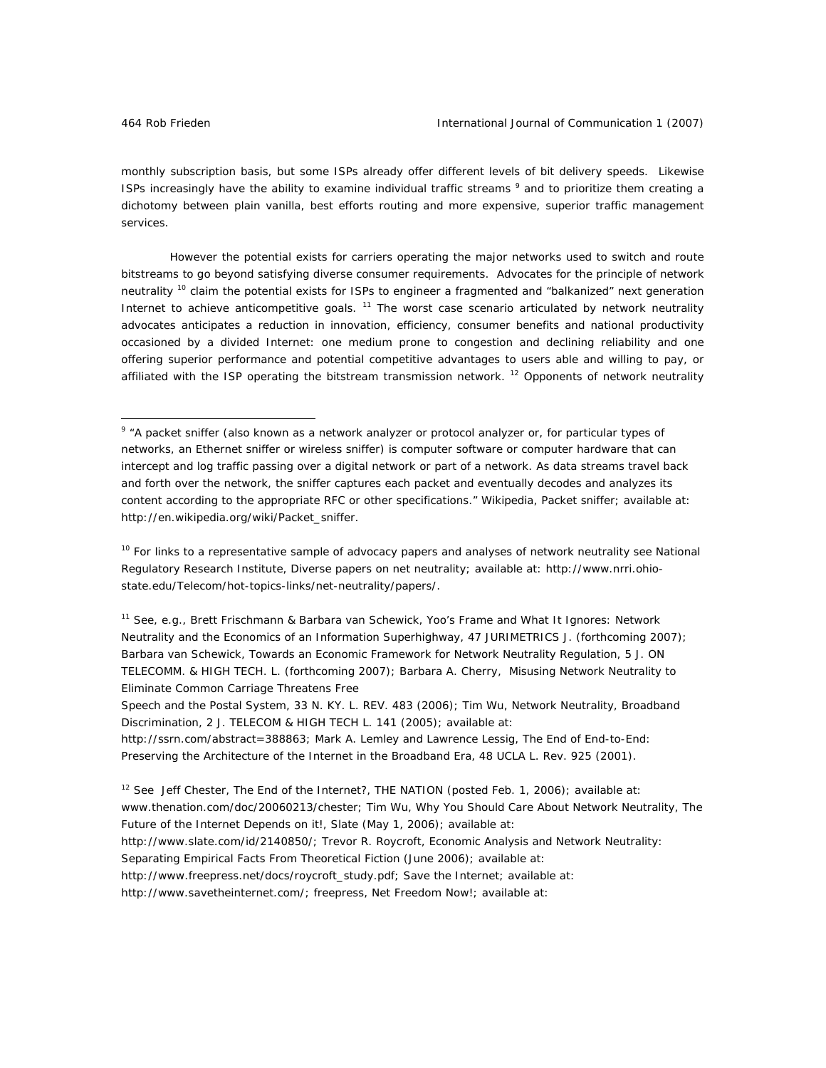monthly subscription basis, but some ISPs already offer different levels of bit delivery speeds. Likewise ISPs increasingly have the ability to examine individual traffic streams [9] and to prioritize them creating a dichotomy between plain vanilla, best efforts routing and more expensive, superior traffic management services.

However the potential exists for carriers operating the major networks used to switch and route bitstreams to go beyond satisfying diverse consumer requirements. Advocates for the principle of network neutrality [10] claim the potential exists for ISPs to engineer a fragmented and "balkanized" next generation Internet to achieve anticompetitive goals. [11] The worst case scenario articulated by network neutrality advocates anticipates a reduction in innovation, efficiency, consumer benefits and national productivity occasioned by a divided Internet: one medium prone to congestion and declining reliability and one offering superior performance and potential competitive advantages to users able and willing to pay, or affiliated with the ISP operating the bitstream transmission network. [12] Opponents of network neutrality

---

[9] "A packet sniffer (also known as a network analyzer or protocol analyzer or, for particular types of networks, an Ethernet sniffer or wireless sniffer) is computer software or computer hardware that can intercept and log traffic passing over a digital network or part of a network. As data streams travel back and forth over the network, the sniffer captures each packet and eventually decodes and analyzes its content according to the appropriate RFC or other specifications." Wikipedia, Packet sniffer; available at: http://en.wikipedia.org/wiki/Packet_sniffer.

[10] For links to a representative sample of advocacy papers and analyses of network neutrality see National Regulatory Research Institute, Diverse papers on net neutrality; available at: http://www.nrri.ohio-state.edu/Telecom/hot-topics-links/net-neutrality/papers/.

[11] See, e.g., Brett Frischmann & Barbara van Schewick, Yoo's Frame and What It Ignores: Network Neutrality and the Economics of an Information Superhighway, 47 JURIMETRICS J. (forthcoming 2007); Barbara van Schewick, Towards an Economic Framework for Network Neutrality Regulation, 5 J. ON TELECOMM. & HIGH TECH. L. (forthcoming 2007); Barbara A. Cherry, Misusing Network Neutrality to Eliminate Common Carriage Threatens Free Speech and the Postal System, 33 N. KY. L. REV. 483 (2006); Tim Wu, Network Neutrality, Broadband Discrimination, 2 J. TELECOM & HIGH TECH L. 141 (2005); available at: http://ssrn.com/abstract=388863; Mark A. Lemley and Lawrence Lessig, The End of End-to-End: Preserving the Architecture of the Internet in the Broadband Era, 48 UCLA L. Rev. 925 (2001).

[12] See Jeff Chester, The End of the Internet?, THE NATION (posted Feb. 1, 2006); available at: www.thenation.com/doc/20060213/chester; Tim Wu, Why You Should Care About Network Neutrality, The Future of the Internet Depends on it!, Slate (May 1, 2006); available at: http://www.slate.com/id/2140850/; Trevor R. Roycroft, Economic Analysis and Network Neutrality: Separating Empirical Facts From Theoretical Fiction (June 2006); available at: http://www.freepress.net/docs/roycroft_study.pdf; Save the Internet; available at: http://www.savetheinternet.com/; freepress, Net Freedom Now!; available at: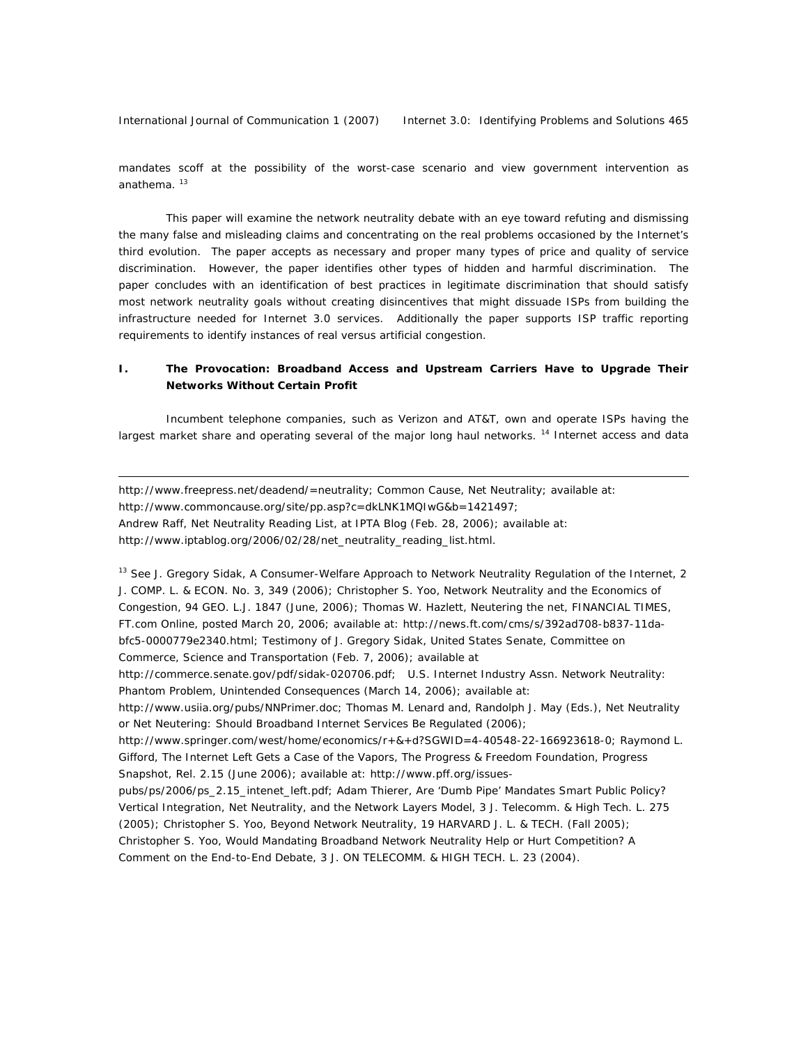mandates scoff at the possibility of the worst-case scenario and view government intervention as anathema. [13]

This paper will examine the network neutrality debate with an eye toward refuting and dismissing the many false and misleading claims and concentrating on the real problems occasioned by the Internet's third evolution. The paper accepts as necessary and proper many types of price and quality of service discrimination. However, the paper identifies other types of hidden and harmful discrimination. The paper concludes with an identification of best practices in legitimate discrimination that should satisfy most network neutrality goals without creating disincentives that might dissuade ISPs from building the infrastructure needed for Internet 3.0 services. Additionally the paper supports ISP traffic reporting requirements to identify instances of real versus artificial congestion.

## I. The Provocation: Broadband Access and Upstream Carriers Have to Upgrade Their Networks Without Certain Profit

Incumbent telephone companies, such as Verizon and AT&T, own and operate ISPs having the largest market share and operating several of the major long haul networks. [14] Internet access and data

---

http://www.freepress.net/deadend/=neutrality; Common Cause, Net Neutrality; available at: http://www.commoncause.org/site/pp.asp?c=dkLNK1MQIwG&b=1421497; Andrew Raff, Net Neutrality Reading List, at IPTA Blog (Feb. 28, 2006); available at: http://www.iptablog.org/2006/02/28/net_neutrality_reading_list.html.

[13] See J. Gregory Sidak, A Consumer-Welfare Approach to Network Neutrality Regulation of the Internet, 2 J. COMP. L. & ECON. No. 3, 349 (2006); Christopher S. Yoo, Network Neutrality and the Economics of Congestion, 94 GEO. L.J. 1847 (June, 2006); Thomas W. Hazlett, Neutering the net, FINANCIAL TIMES, FT.com Online, posted March 20, 2006; available at: http://news.ft.com/cms/s/392ad708-b837-11da-bfc5-0000779e2340.html; Testimony of J. Gregory Sidak, United States Senate, Committee on Commerce, Science and Transportation (Feb. 7, 2006); available at http://commerce.senate.gov/pdf/sidak-020706.pdf; U.S. Internet Industry Assn. Network Neutrality: Phantom Problem, Unintended Consequences (March 14, 2006); available at: http://www.usiia.org/pubs/NNPrimer.doc; Thomas M. Lenard and, Randolph J. May (Eds.), Net Neutrality or Net Neutering: Should Broadband Internet Services Be Regulated (2006); http://www.springer.com/west/home/economics/r+&+d?SGWID=4-40548-22-166923618-0; Raymond L. Gifford, The Internet Left Gets a Case of the Vapors, The Progress & Freedom Foundation, Progress Snapshot, Rel. 2.15 (June 2006); available at: http://www.pff.org/issues-pubs/ps/2006/ps_2.15_intenet_left.pdf; Adam Thierer, Are 'Dumb Pipe' Mandates Smart Public Policy? Vertical Integration, Net Neutrality, and the Network Layers Model, 3 J. Telecomm. & High Tech. L. 275 (2005); Christopher S. Yoo, Beyond Network Neutrality, 19 HARVARD J. L. & TECH. (Fall 2005); Christopher S. Yoo, Would Mandating Broadband Network Neutrality Help or Hurt Competition? A Comment on the End-to-End Debate, 3 J. ON TELECOMM. & HIGH TECH. L. 23 (2004).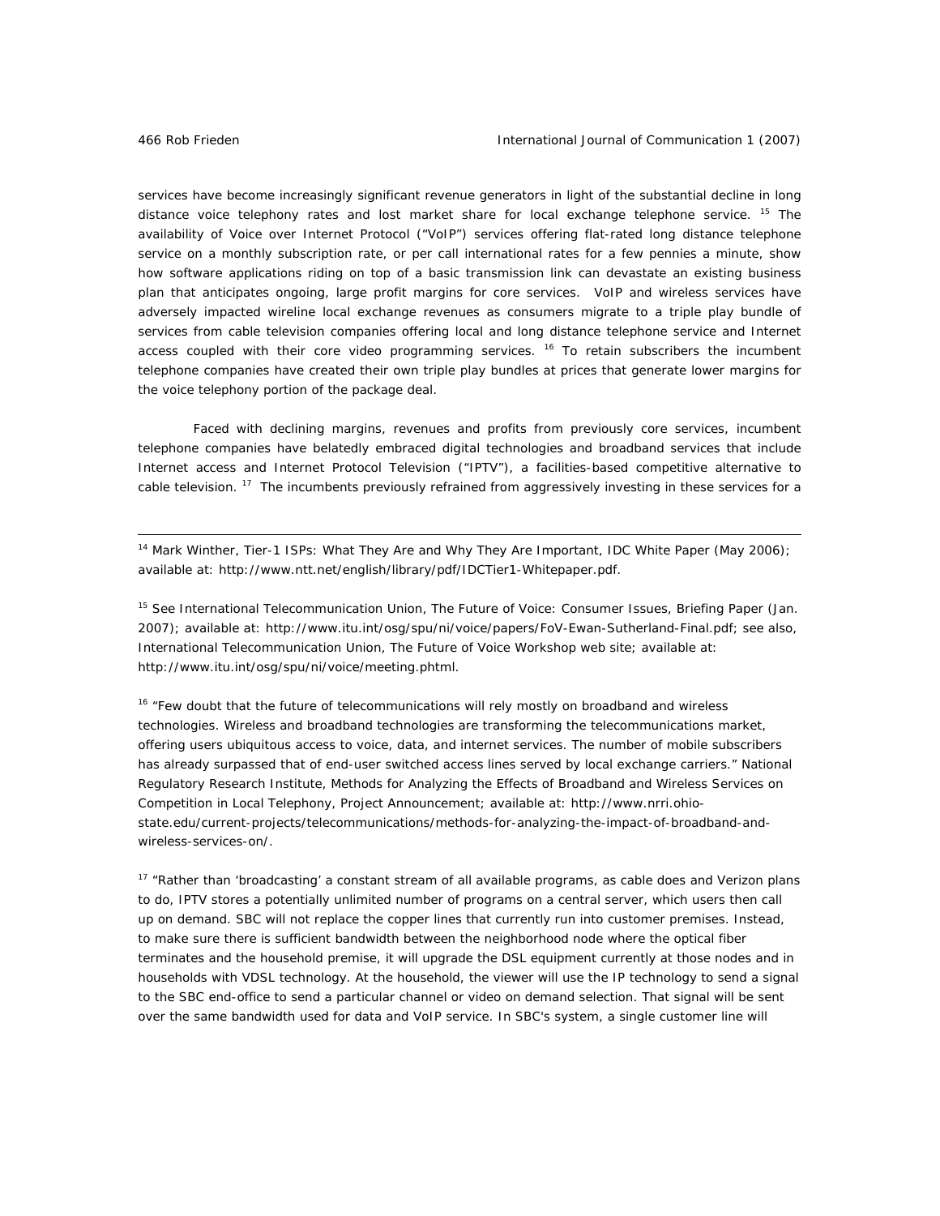services have become increasingly significant revenue generators in light of the substantial decline in long distance voice telephony rates and lost market share for local exchange telephone service. [15] The availability of Voice over Internet Protocol ("VoIP") services offering flat-rated long distance telephone service on a monthly subscription rate, or per call international rates for a few pennies a minute, show how software applications riding on top of a basic transmission link can devastate an existing business plan that anticipates ongoing, large profit margins for core services. VoIP and wireless services have adversely impacted wireline local exchange revenues as consumers migrate to a triple play bundle of services from cable television companies offering local and long distance telephone service and Internet access coupled with their core video programming services. [16] To retain subscribers the incumbent telephone companies have created their own triple play bundles at prices that generate lower margins for the voice telephony portion of the package deal.

Faced with declining margins, revenues and profits from previously core services, incumbent telephone companies have belatedly embraced digital technologies and broadband services that include Internet access and Internet Protocol Television ("IPTV"), a facilities-based competitive alternative to cable television. [17] The incumbents previously refrained from aggressively investing in these services for a

---

[14] Mark Winther, Tier-1 ISPs: What They Are and Why They Are Important, IDC White Paper (May 2006); available at: http://www.ntt.net/english/library/pdf/IDCTier1-Whitepaper.pdf.

[15] See International Telecommunication Union, The Future of Voice: Consumer Issues, Briefing Paper (Jan. 2007); available at: http://www.itu.int/osg/spu/ni/voice/papers/FoV-Ewan-Sutherland-Final.pdf; see also, International Telecommunication Union, The Future of Voice Workshop web site; available at: http://www.itu.int/osg/spu/ni/voice/meeting.phtml.

[16] "Few doubt that the future of telecommunications will rely mostly on broadband and wireless technologies. Wireless and broadband technologies are transforming the telecommunications market, offering users ubiquitous access to voice, data, and internet services. The number of mobile subscribers has already surpassed that of end-user switched access lines served by local exchange carriers." National Regulatory Research Institute, Methods for Analyzing the Effects of Broadband and Wireless Services on Competition in Local Telephony, Project Announcement; available at: http://www.nrri.ohio-state.edu/current-projects/telecommunications/methods-for-analyzing-the-impact-of-broadband-and-wireless-services-on/.

[17] "Rather than 'broadcasting' a constant stream of all available programs, as cable does and Verizon plans to do, IPTV stores a potentially unlimited number of programs on a central server, which users then call up on demand. SBC will not replace the copper lines that currently run into customer premises. Instead, to make sure there is sufficient bandwidth between the neighborhood node where the optical fiber terminates and the household premise, it will upgrade the DSL equipment currently at those nodes and in households with VDSL technology. At the household, the viewer will use the IP technology to send a signal to the SBC end-office to send a particular channel or video on demand selection. That signal will be sent over the same bandwidth used for data and VoIP service. In SBC's system, a single customer line will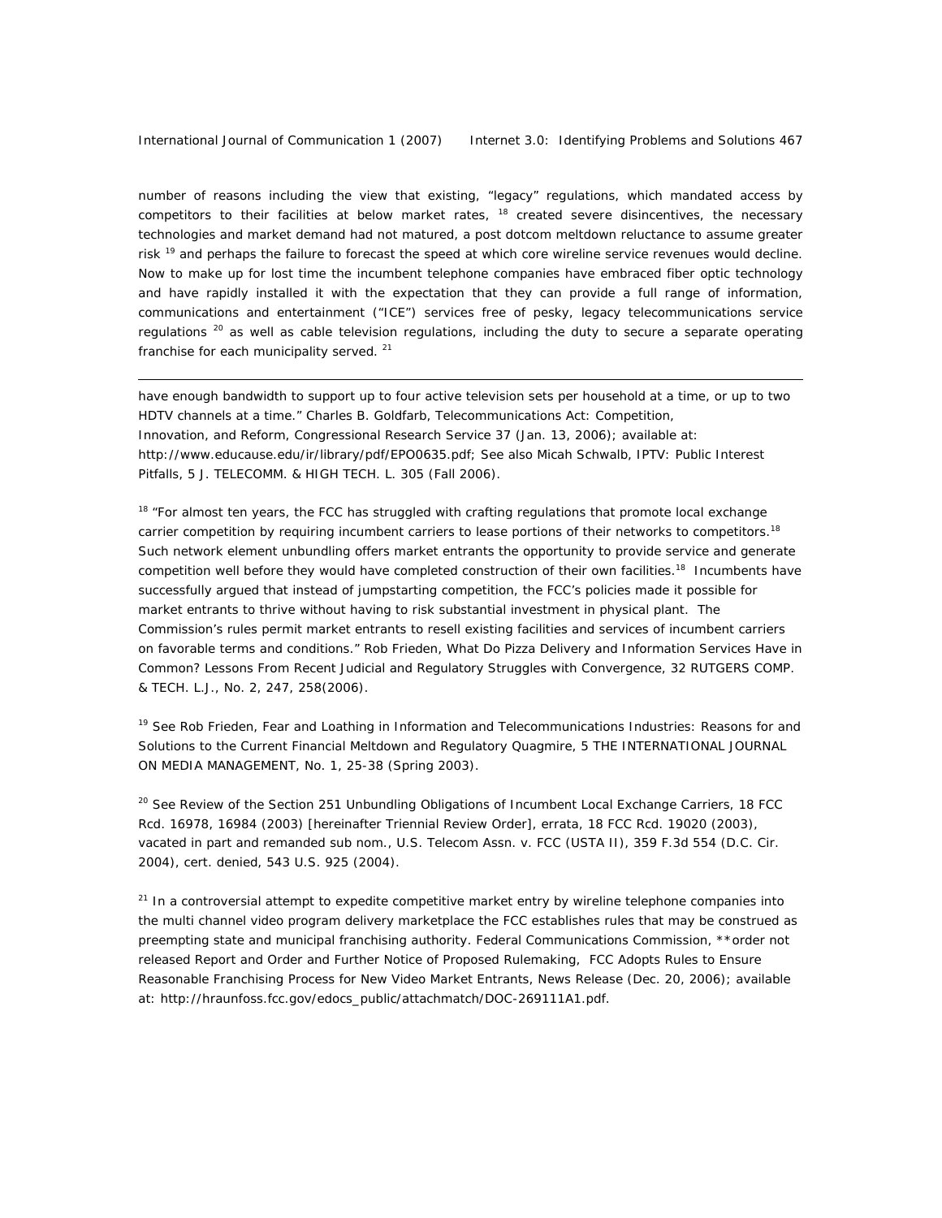number of reasons including the view that existing, "legacy" regulations, which mandated access by competitors to their facilities at below market rates, [18] created severe disincentives, the necessary technologies and market demand had not matured, a post dotcom meltdown reluctance to assume greater risk [19] and perhaps the failure to forecast the speed at which core wireline service revenues would decline. Now to make up for lost time the incumbent telephone companies have embraced fiber optic technology and have rapidly installed it with the expectation that they can provide a full range of information, communications and entertainment ("ICE") services free of pesky, legacy telecommunications service regulations [20] as well as cable television regulations, including the duty to secure a separate operating franchise for each municipality served. [21]

---

have enough bandwidth to support up to four active television sets per household at a time, or up to two HDTV channels at a time." Charles B. Goldfarb, Telecommunications Act: Competition, Innovation, and Reform, Congressional Research Service 37 (Jan. 13, 2006); available at: http://www.educause.edu/ir/library/pdf/EPO0635.pdf; See also Micah Schwalb, IPTV: Public Interest Pitfalls, 5 J. TELECOMM. & HIGH TECH. L. 305 (Fall 2006).

[18] "For almost ten years, the FCC has struggled with crafting regulations that promote local exchange carrier competition by requiring incumbent carriers to lease portions of their networks to competitors.[18] Such network element unbundling offers market entrants the opportunity to provide service and generate competition well before they would have completed construction of their own facilities.[18] Incumbents have successfully argued that instead of jumpstarting competition, the FCC's policies made it possible for market entrants to thrive without having to risk substantial investment in physical plant. The Commission's rules permit market entrants to resell existing facilities and services of incumbent carriers on favorable terms and conditions." Rob Frieden, What Do Pizza Delivery and Information Services Have in Common? Lessons From Recent Judicial and Regulatory Struggles with Convergence, 32 RUTGERS COMP. & TECH. L.J., No. 2, 247, 258(2006).

[19] See Rob Frieden, Fear and Loathing in Information and Telecommunications Industries: Reasons for and Solutions to the Current Financial Meltdown and Regulatory Quagmire, 5 THE INTERNATIONAL JOURNAL ON MEDIA MANAGEMENT, No. 1, 25-38 (Spring 2003).

[20] See Review of the Section 251 Unbundling Obligations of Incumbent Local Exchange Carriers, 18 FCC Rcd. 16978, 16984 (2003) [hereinafter Triennial Review Order], errata, 18 FCC Rcd. 19020 (2003), vacated in part and remanded sub nom., U.S. Telecom Assn. v. FCC (USTA II), 359 F.3d 554 (D.C. Cir. 2004), cert. denied, 543 U.S. 925 (2004).

[21] In a controversial attempt to expedite competitive market entry by wireline telephone companies into the multi channel video program delivery marketplace the FCC establishes rules that may be construed as preempting state and municipal franchising authority. Federal Communications Commission, **order not released Report and Order and Further Notice of Proposed Rulemaking, FCC Adopts Rules to Ensure Reasonable Franchising Process for New Video Market Entrants, News Release (Dec. 20, 2006); available at: http://hraunfoss.fcc.gov/edocs_public/attachmatch/DOC-269111A1.pdf.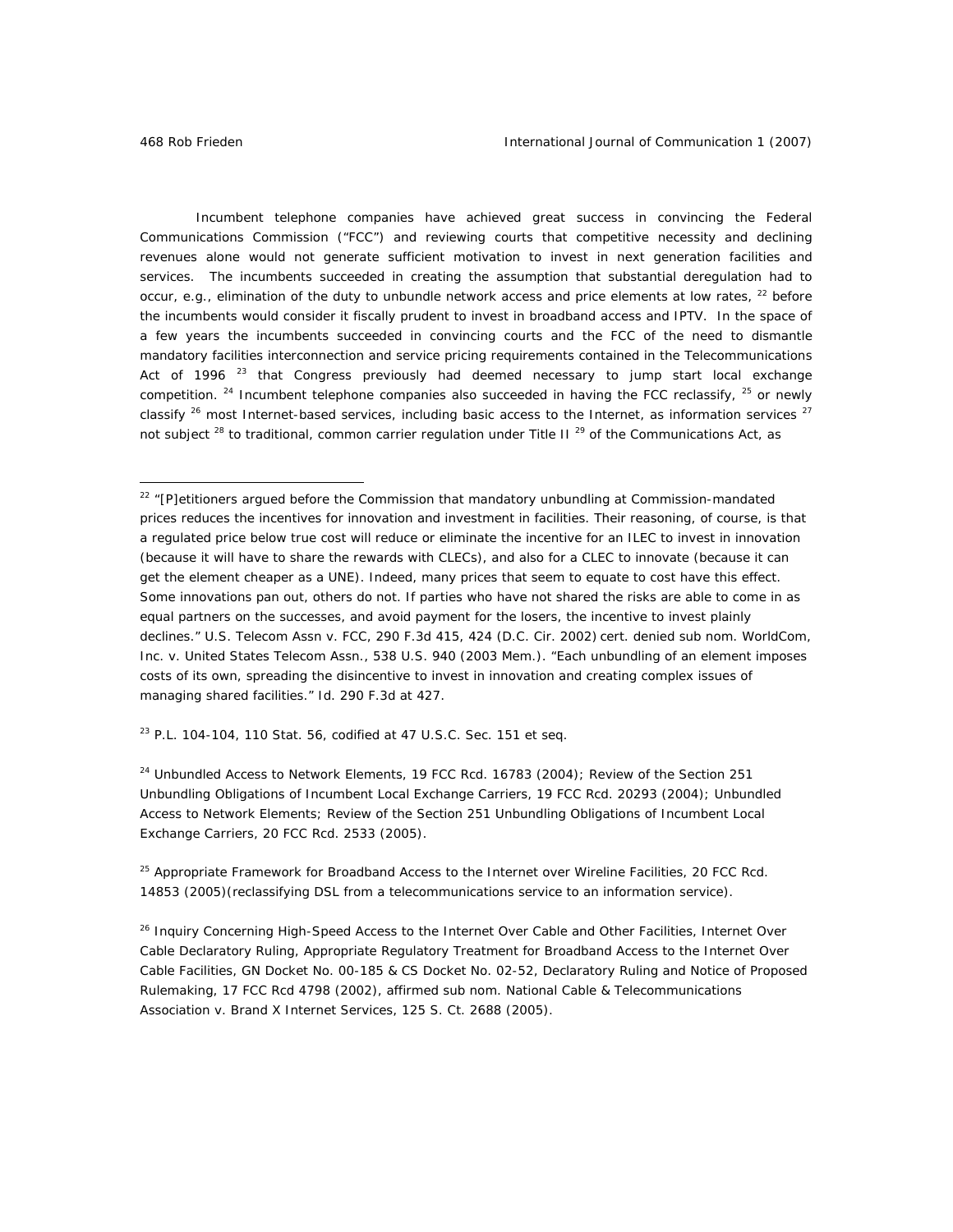Incumbent telephone companies have achieved great success in convincing the Federal Communications Commission ("FCC") and reviewing courts that competitive necessity and declining revenues alone would not generate sufficient motivation to invest in next generation facilities and services. The incumbents succeeded in creating the assumption that substantial deregulation had to occur, e.g., elimination of the duty to unbundle network access and price elements at low rates, [22] before the incumbents would consider it fiscally prudent to invest in broadband access and IPTV. In the space of a few years the incumbents succeeded in convincing courts and the FCC of the need to dismantle mandatory facilities interconnection and service pricing requirements contained in the Telecommunications Act of 1996 [23] that Congress previously had deemed necessary to jump start local exchange competition. [24] Incumbent telephone companies also succeeded in having the FCC reclassify, [25] or newly classify [26] most Internet-based services, including basic access to the Internet, as information services [27] not subject [28] to traditional, common carrier regulation under Title II [29] of the Communications Act, as

---

[22] "[P]etitioners argued before the Commission that mandatory unbundling at Commission-mandated prices reduces the incentives for innovation and investment in facilities. Their reasoning, of course, is that a regulated price below true cost will reduce or eliminate the incentive for an ILEC to invest in innovation (because it will have to share the rewards with CLECs), and also for a CLEC to innovate (because it can get the element cheaper as a UNE). Indeed, many prices that seem to equate to cost have this effect. Some innovations pan out, others do not. If parties who have not shared the risks are able to come in as equal partners on the successes, and avoid payment for the losers, the incentive to invest plainly declines." U.S. Telecom Assn v. FCC, 290 F.3d 415, 424 (D.C. Cir. 2002) cert. denied sub nom. WorldCom, Inc. v. United States Telecom Assn., 538 U.S. 940 (2003 Mem.). "Each unbundling of an element imposes costs of its own, spreading the disincentive to invest in innovation and creating complex issues of managing shared facilities." Id. 290 F.3d at 427.

[23] P.L. 104-104, 110 Stat. 56, codified at 47 U.S.C. Sec. 151 et seq.

[24] Unbundled Access to Network Elements, 19 FCC Rcd. 16783 (2004); Review of the Section 251 Unbundling Obligations of Incumbent Local Exchange Carriers, 19 FCC Rcd. 20293 (2004); Unbundled Access to Network Elements; Review of the Section 251 Unbundling Obligations of Incumbent Local Exchange Carriers, 20 FCC Rcd. 2533 (2005).

[25] Appropriate Framework for Broadband Access to the Internet over Wireline Facilities, 20 FCC Rcd. 14853 (2005)(reclassifying DSL from a telecommunications service to an information service).

[26] Inquiry Concerning High-Speed Access to the Internet Over Cable and Other Facilities, Internet Over Cable Declaratory Ruling, Appropriate Regulatory Treatment for Broadband Access to the Internet Over Cable Facilities, GN Docket No. 00-185 & CS Docket No. 02-52, Declaratory Ruling and Notice of Proposed Rulemaking, 17 FCC Rcd 4798 (2002), affirmed sub nom. National Cable & Telecommunications Association v. Brand X Internet Services, 125 S. Ct. 2688 (2005).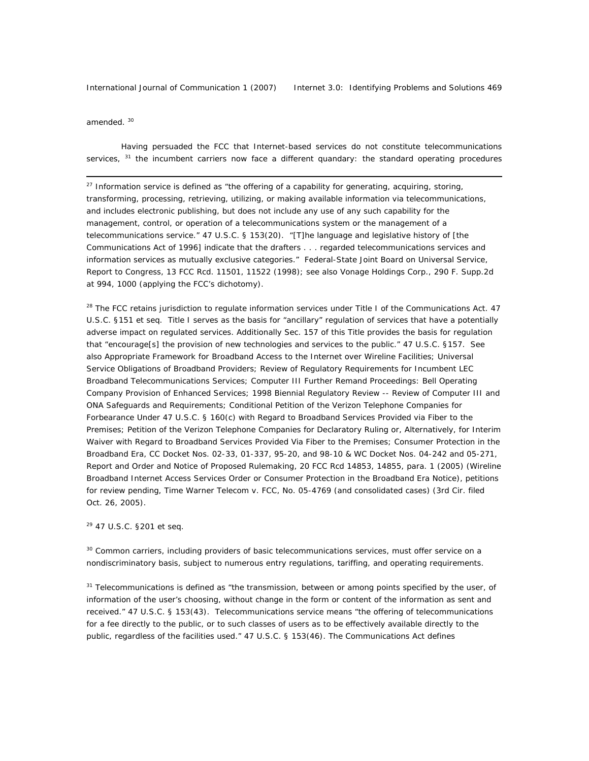amended. [30]

Having persuaded the FCC that Internet-based services do not constitute telecommunications services, [31] the incumbent carriers now face a different quandary: the standard operating procedures

---

[27] Information service is defined as "the offering of a capability for generating, acquiring, storing, transforming, processing, retrieving, utilizing, or making available information via telecommunications, and includes electronic publishing, but does not include any use of any such capability for the management, control, or operation of a telecommunications system or the management of a telecommunications service." 47 U.S.C. § 153(20). "[T]he language and legislative history of [the Communications Act of 1996] indicate that the drafters . . . regarded telecommunications services and information services as mutually exclusive categories." Federal-State Joint Board on Universal Service, Report to Congress, 13 FCC Rcd. 11501, 11522 (1998); see also *Vonage Holdings Corp.*, 290 F. Supp.2d at 994, 1000 (applying the FCC's dichotomy).

[28] The FCC retains jurisdiction to regulate information services under Title I of the Communications Act. 47 U.S.C. §151 et seq. Title I serves as the basis for "ancillary" regulation of services that have a potentially adverse impact on regulated services. Additionally Sec. 157 of this Title provides the basis for regulation that "encourage[s] the provision of new technologies and services to the public." 47 U.S.C. §157. See also Appropriate Framework for Broadband Access to the Internet over Wireline Facilities; Universal Service Obligations of Broadband Providers; Review of Regulatory Requirements for Incumbent LEC Broadband Telecommunications Services; Computer III Further Remand Proceedings: Bell Operating Company Provision of Enhanced Services; 1998 Biennial Regulatory Review -- Review of Computer III and ONA Safeguards and Requirements; Conditional Petition of the Verizon Telephone Companies for Forbearance Under 47 U.S.C. § 160(c) with Regard to Broadband Services Provided via Fiber to the Premises; Petition of the Verizon Telephone Companies for Declaratory Ruling or, Alternatively, for Interim Waiver with Regard to Broadband Services Provided Via Fiber to the Premises; Consumer Protection in the Broadband Era, CC Docket Nos. 02-33, 01-337, 95-20, and 98-10 & WC Docket Nos. 04-242 and 05-271, Report and Order and Notice of Proposed Rulemaking, 20 FCC Rcd 14853, 14855, para. 1 (2005) (Wireline Broadband Internet Access Services Order or Consumer Protection in the Broadband Era Notice), petitions for review pending, *Time Warner Telecom v. FCC*, No. 05-4769 (and consolidated cases) (3rd Cir. filed Oct. 26, 2005).

[29] 47 U.S.C. §201 et seq.

[30] Common carriers, including providers of basic telecommunications services, must offer service on a nondiscriminatory basis, subject to numerous entry regulations, tariffing, and operating requirements.

[31] Telecommunications is defined as "the transmission, between or among points specified by the user, of information of the user's choosing, without change in the form or content of the information as sent and received." 47 U.S.C. § 153(43). Telecommunications service means "the offering of telecommunications for a fee directly to the public, or to such classes of users as to be effectively available directly to the public, regardless of the facilities used." 47 U.S.C. § 153(46). The Communications Act defines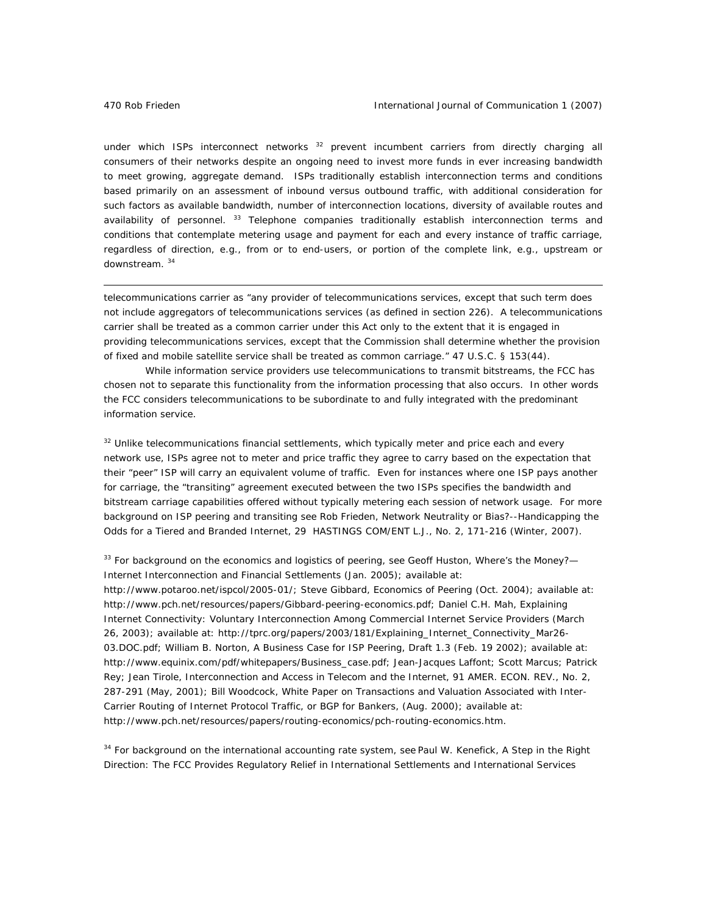under which ISPs interconnect networks [32] prevent incumbent carriers from directly charging all consumers of their networks despite an ongoing need to invest more funds in ever increasing bandwidth to meet growing, aggregate demand. ISPs traditionally establish interconnection terms and conditions based primarily on an assessment of inbound versus outbound traffic, with additional consideration for such factors as available bandwidth, number of interconnection locations, diversity of available routes and availability of personnel. [33] Telephone companies traditionally establish interconnection terms and conditions that contemplate metering usage and payment for each and every instance of traffic carriage, regardless of direction, e.g., from or to end-users, or portion of the complete link, e.g., upstream or downstream. [34]

---

telecommunications carrier as "any provider of telecommunications services, except that such term does not include aggregators of telecommunications services (as defined in section 226). A telecommunications carrier shall be treated as a common carrier under this Act only to the extent that it is engaged in providing telecommunications services, except that the Commission shall determine whether the provision of fixed and mobile satellite service shall be treated as common carriage." 47 U.S.C. § 153(44).

While information service providers use telecommunications to transmit bitstreams, the FCC has chosen not to separate this functionality from the information processing that also occurs. In other words the FCC considers telecommunications to be subordinate to and fully integrated with the predominant information service.

[32] Unlike telecommunications financial settlements, which typically meter and price each and every network use, ISPs agree not to meter and price traffic they agree to carry based on the expectation that their "peer" ISP will carry an equivalent volume of traffic. Even for instances where one ISP pays another for carriage, the "transiting" agreement executed between the two ISPs specifies the bandwidth and bitstream carriage capabilities offered without typically metering each session of network usage. For more background on ISP peering and transiting see Rob Frieden, *Network Neutrality or Bias?--Handicapping the Odds for a Tiered and Branded Internet*, 29 HASTINGS COM/ENT L.J., No. 2, 171-216 (Winter, 2007).

[33] For background on the economics and logistics of peering, see Geoff Huston, *Where's the Money?— Internet Interconnection and Financial Settlements* (Jan. 2005); available at: http://www.potaroo.net/ispcol/2005-01/; Steve Gibbard, *Economics of Peering* (Oct. 2004); available at: http://www.pch.net/resources/papers/Gibbard-peering-economics.pdf; Daniel C.H. Mah, *Explaining Internet Connectivity: Voluntary Interconnection Among Commercial Internet Service Providers* (March 26, 2003); available at: http://tprc.org/papers/2003/181/Explaining_Internet_Connectivity_Mar26-03.DOC.pdf; William B. Norton, *A Business Case for ISP Peering*, Draft 1.3 (Feb. 19 2002); available at: http://www.equinix.com/pdf/whitepapers/Business_case.pdf; Jean-Jacques Laffont; Scott Marcus; Patrick Rey; Jean Tirole, *Interconnection and Access in Telecom and the Internet*, 91 AMER. ECON. REV., No. 2, 287-291 (May, 2001); Bill Woodcock, *White Paper on Transactions and Valuation Associated with Inter-Carrier Routing of Internet Protocol Traffic, or BGP for Bankers*, (Aug. 2000); available at: http://www.pch.net/resources/papers/routing-economics/pch-routing-economics.htm.

[34] For background on the international accounting rate system, see Paul W. Kenefick, *A Step in the Right Direction: The FCC Provides Regulatory Relief in International Settlements and International Services*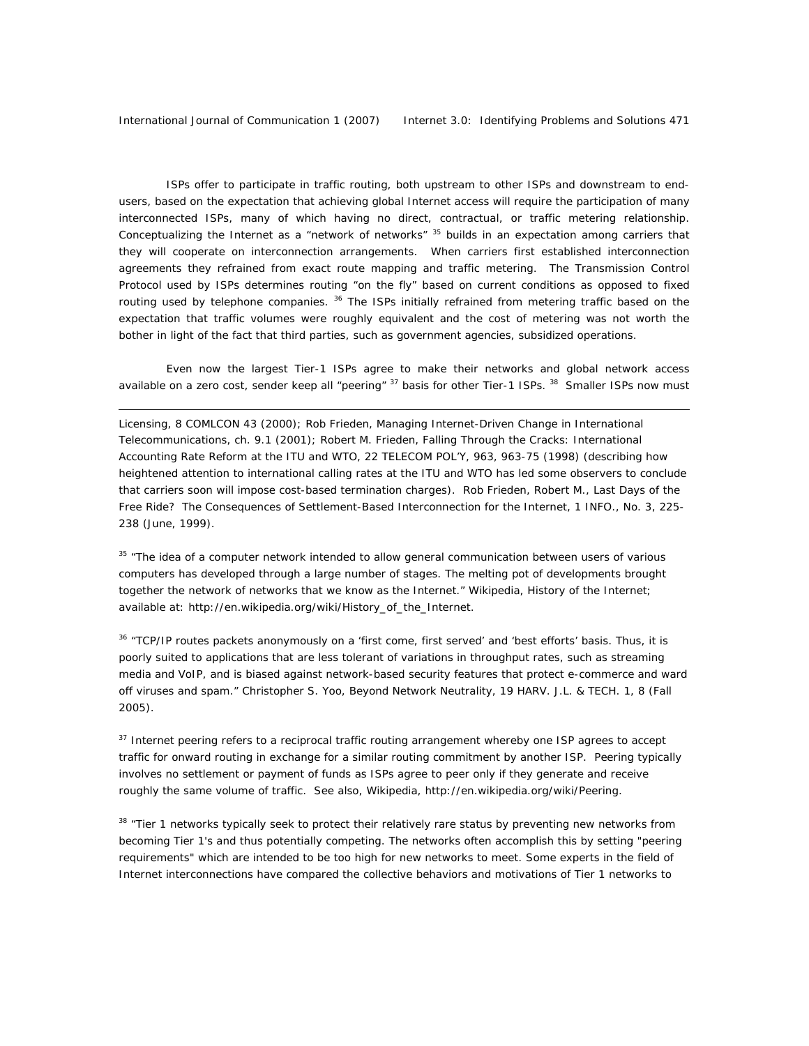ISPs offer to participate in traffic routing, both upstream to other ISPs and downstream to end-users, based on the expectation that achieving global Internet access will require the participation of many interconnected ISPs, many of which having no direct, contractual, or traffic metering relationship. Conceptualizing the Internet as a "network of networks" [35] builds in an expectation among carriers that they will cooperate on interconnection arrangements. When carriers first established interconnection agreements they refrained from exact route mapping and traffic metering. The Transmission Control Protocol used by ISPs determines routing "on the fly" based on current conditions as opposed to fixed routing used by telephone companies. [36] The ISPs initially refrained from metering traffic based on the expectation that traffic volumes were roughly equivalent and the cost of metering was not worth the bother in light of the fact that third parties, such as government agencies, subsidized operations.

Even now the largest Tier-1 ISPs agree to make their networks and global network access available on a zero cost, sender keep all "peering" [37] basis for other Tier-1 ISPs. [38] Smaller ISPs now must

---

Licensing, 8 COMLCON 43 (2000); Rob Frieden, Managing Internet-Driven Change in International Telecommunications, ch. 9.1 (2001); Robert M. Frieden, Falling Through the Cracks: International Accounting Rate Reform at the ITU and WTO, 22 TELECOM POL'Y, 963, 963-75 (1998) (describing how heightened attention to international calling rates at the ITU and WTO has led some observers to conclude that carriers soon will impose cost-based termination charges). Rob Frieden, Robert M., Last Days of the Free Ride? The Consequences of Settlement-Based Interconnection for the Internet, 1 INFO., No. 3, 225-238 (June, 1999).

[35] "The idea of a computer network intended to allow general communication between users of various computers has developed through a large number of stages. The melting pot of developments brought together the network of networks that we know as the Internet." Wikipedia, History of the Internet; available at: http://en.wikipedia.org/wiki/History_of_the_Internet.

[36] "TCP/IP routes packets anonymously on a 'first come, first served' and 'best efforts' basis. Thus, it is poorly suited to applications that are less tolerant of variations in throughput rates, such as streaming media and VoIP, and is biased against network-based security features that protect e-commerce and ward off viruses and spam." Christopher S. Yoo, Beyond Network Neutrality, 19 HARV. J.L. & TECH. 1, 8 (Fall 2005).

[37] Internet peering refers to a reciprocal traffic routing arrangement whereby one ISP agrees to accept traffic for onward routing in exchange for a similar routing commitment by another ISP. Peering typically involves no settlement or payment of funds as ISPs agree to peer only if they generate and receive roughly the same volume of traffic. See also, Wikipedia, http://en.wikipedia.org/wiki/Peering.

[38] "Tier 1 networks typically seek to protect their relatively rare status by preventing new networks from becoming Tier 1's and thus potentially competing. The networks often accomplish this by setting "peering requirements" which are intended to be too high for new networks to meet. Some experts in the field of Internet interconnections have compared the collective behaviors and motivations of Tier 1 networks to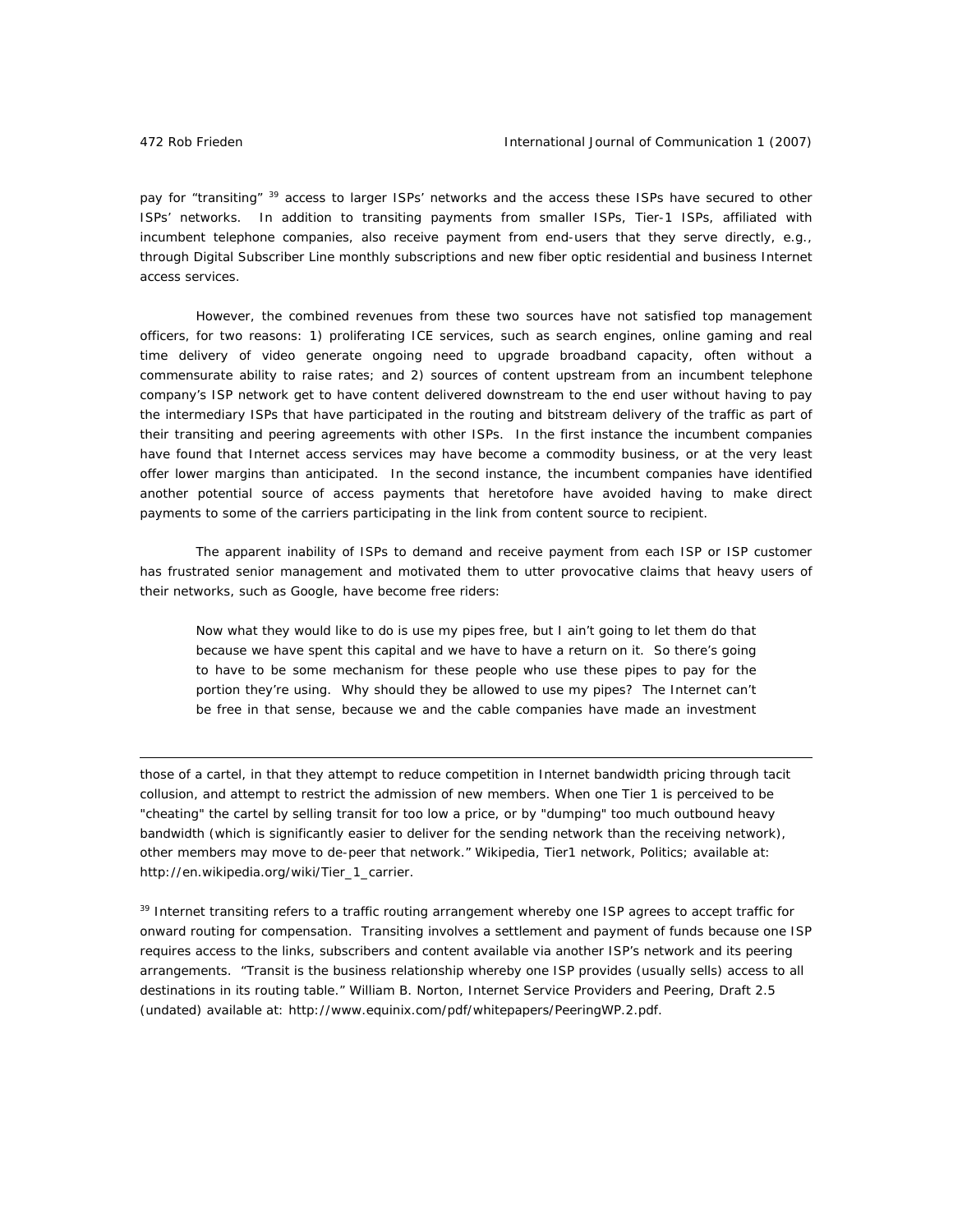pay for "transiting" [39] access to larger ISPs' networks and the access these ISPs have secured to other ISPs' networks. In addition to transiting payments from smaller ISPs, Tier-1 ISPs, affiliated with incumbent telephone companies, also receive payment from end-users that they serve directly, e.g., through Digital Subscriber Line monthly subscriptions and new fiber optic residential and business Internet access services.

However, the combined revenues from these two sources have not satisfied top management officers, for two reasons: 1) proliferating ICE services, such as search engines, online gaming and real time delivery of video generate ongoing need to upgrade broadband capacity, often without a commensurate ability to raise rates; and 2) sources of content upstream from an incumbent telephone company's ISP network get to have content delivered downstream to the end user without having to pay the intermediary ISPs that have participated in the routing and bitstream delivery of the traffic as part of their transiting and peering agreements with other ISPs. In the first instance the incumbent companies have found that Internet access services may have become a commodity business, or at the very least offer lower margins than anticipated. In the second instance, the incumbent companies have identified another potential source of access payments that heretofore have avoided having to make direct payments to some of the carriers participating in the link from content source to recipient.

The apparent inability of ISPs to demand and receive payment from each ISP or ISP customer has frustrated senior management and motivated them to utter provocative claims that heavy users of their networks, such as Google, have become free riders:

> Now what they would like to do is use my pipes free, but I ain't going to let them do that because we have spent this capital and we have to have a return on it. So there's going to have to be some mechanism for these people who use these pipes to pay for the portion they're using. Why should they be allowed to use my pipes? The Internet can't be free in that sense, because we and the cable companies have made an investment

---

those of a cartel, in that they attempt to reduce competition in Internet bandwidth pricing through tacit collusion, and attempt to restrict the admission of new members. When one Tier 1 is perceived to be "cheating" the cartel by selling transit for too low a price, or by "dumping" too much outbound heavy bandwidth (which is significantly easier to deliver for the sending network than the receiving network), other members may move to de-peer that network." Wikipedia, Tier1 network, Politics; available at: http://en.wikipedia.org/wiki/Tier_1_carrier.

[39] Internet transiting refers to a traffic routing arrangement whereby one ISP agrees to accept traffic for onward routing for compensation. Transiting involves a settlement and payment of funds because one ISP requires access to the links, subscribers and content available via another ISP's network and its peering arrangements. "Transit is the business relationship whereby one ISP provides (usually sells) access to all destinations in its routing table." William B. Norton, Internet Service Providers and Peering, Draft 2.5 (undated) available at: http://www.equinix.com/pdf/whitepapers/PeeringWP.2.pdf.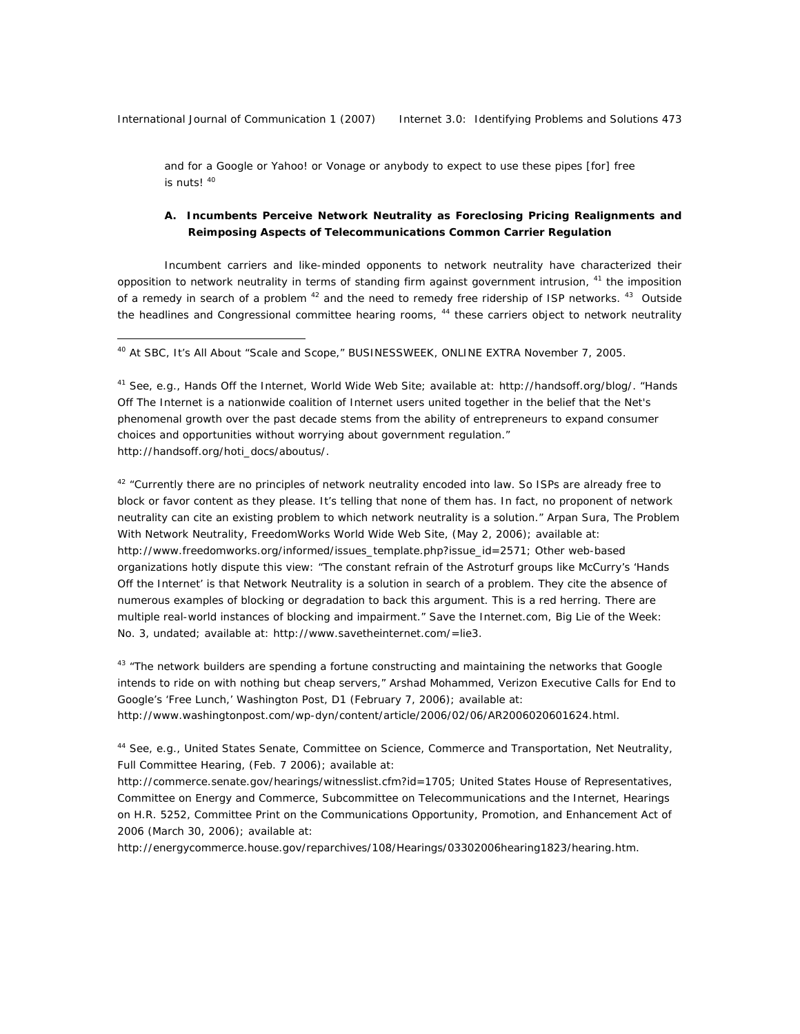and for a Google or Yahoo! or Vonage or anybody to expect to use these pipes [for] free is nuts! [40]

### A. Incumbents Perceive Network Neutrality as Foreclosing Pricing Realignments and Reimposing Aspects of Telecommunications Common Carrier Regulation

Incumbent carriers and like-minded opponents to network neutrality have characterized their opposition to network neutrality in terms of standing firm against government intrusion, [41] the imposition of a remedy in search of a problem [42] and the need to remedy free ridership of ISP networks. [43] Outside the headlines and Congressional committee hearing rooms, [44] these carriers object to network neutrality

---

[40] At SBC, It's All About "Scale and Scope," BUSINESSWEEK, ONLINE EXTRA November 7, 2005.

[41] See, e.g., Hands Off the Internet, World Wide Web Site; available at: http://handsoff.org/blog/. "Hands Off The Internet is a nationwide coalition of Internet users united together in the belief that the Net's phenomenal growth over the past decade stems from the ability of entrepreneurs to expand consumer choices and opportunities without worrying about government regulation." http://handsoff.org/hoti_docs/aboutus/.

[42] "Currently there are no principles of network neutrality encoded into law. So ISPs are already free to block or favor content as they please. It's telling that none of them has. In fact, no proponent of network neutrality can cite an existing problem to which network neutrality is a solution." Arpan Sura, The Problem With Network Neutrality, FreedomWorks World Wide Web Site, (May 2, 2006); available at: http://www.freedomworks.org/informed/issues_template.php?issue_id=2571; Other web-based organizations hotly dispute this view: "The constant refrain of the Astroturf groups like McCurry's 'Hands Off the Internet' is that Network Neutrality is a solution in search of a problem. They cite the absence of numerous examples of blocking or degradation to back this argument. This is a red herring. There are multiple real-world instances of blocking and impairment." Save the Internet.com, Big Lie of the Week: No. 3, undated; available at: http://www.savetheinternet.com/=lie3.

[43] "The network builders are spending a fortune constructing and maintaining the networks that Google intends to ride on with nothing but cheap servers," Arshad Mohammed, Verizon Executive Calls for End to Google's 'Free Lunch,' Washington Post, D1 (February 7, 2006); available at: http://www.washingtonpost.com/wp-dyn/content/article/2006/02/06/AR2006020601624.html.

[44] See, e.g., United States Senate, Committee on Science, Commerce and Transportation, Net Neutrality, Full Committee Hearing, (Feb. 7 2006); available at: http://commerce.senate.gov/hearings/witnesslist.cfm?id=1705; United States House of Representatives, Committee on Energy and Commerce, Subcommittee on Telecommunications and the Internet, Hearings on H.R. 5252, Committee Print on the Communications Opportunity, Promotion, and Enhancement Act of 2006 (March 30, 2006); available at: http://energycommerce.house.gov/reparchives/108/Hearings/03302006hearing1823/hearing.htm.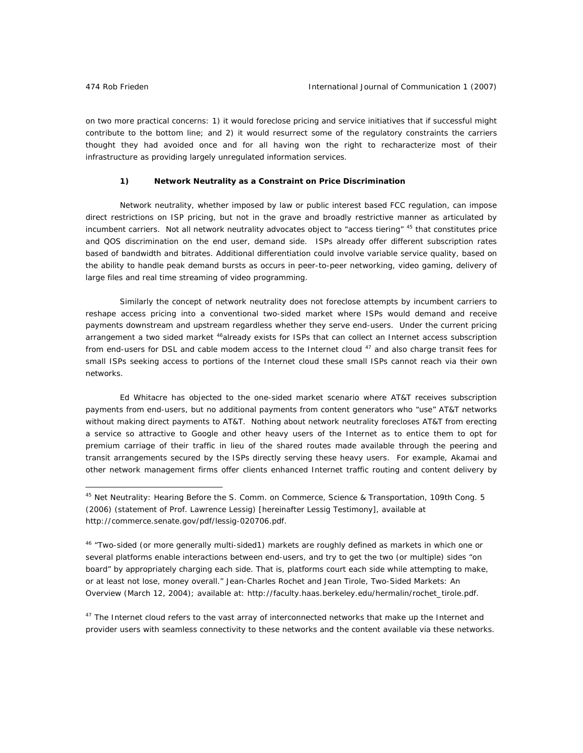on two more practical concerns: 1) it would foreclose pricing and service initiatives that if successful might contribute to the bottom line; and 2) it would resurrect some of the regulatory constraints the carriers thought they had avoided once and for all having won the right to recharacterize most of their infrastructure as providing largely unregulated information services.

### 1) Network Neutrality as a Constraint on Price Discrimination

Network neutrality, whether imposed by law or public interest based FCC regulation, can impose direct restrictions on ISP pricing, but not in the grave and broadly restrictive manner as articulated by incumbent carriers. Not all network neutrality advocates object to "access tiering" [45] that constitutes price and QOS discrimination on the end user, demand side. ISPs already offer different subscription rates based of bandwidth and bitrates. Additional differentiation could involve variable service quality, based on the ability to handle peak demand bursts as occurs in peer-to-peer networking, video gaming, delivery of large files and real time streaming of video programming.

Similarly the concept of network neutrality does not foreclose attempts by incumbent carriers to reshape access pricing into a conventional two-sided market where ISPs would demand and receive payments downstream and upstream regardless whether they serve end-users. Under the current pricing arrangement a two sided market [46]already exists for ISPs that can collect an Internet access subscription from end-users for DSL and cable modem access to the Internet cloud [47] and also charge transit fees for small ISPs seeking access to portions of the Internet cloud these small ISPs cannot reach via their own networks.

Ed Whitacre has objected to the one-sided market scenario where AT&T receives subscription payments from end-users, but no additional payments from content generators who "use" AT&T networks without making direct payments to AT&T. Nothing about network neutrality forecloses AT&T from erecting a service so attractive to Google and other heavy users of the Internet as to entice them to opt for premium carriage of their traffic in lieu of the shared routes made available through the peering and transit arrangements secured by the ISPs directly serving these heavy users. For example, Akamai and other network management firms offer clients enhanced Internet traffic routing and content delivery by

---

[45] Net Neutrality: Hearing Before the S. Comm. on Commerce, Science & Transportation, 109th Cong. 5 (2006) (statement of Prof. Lawrence Lessig) [hereinafter Lessig Testimony], available at http://commerce.senate.gov/pdf/lessig-020706.pdf.

[46] "Two-sided (or more generally multi-sided1) markets are roughly defined as markets in which one or several platforms enable interactions between end-users, and try to get the two (or multiple) sides "on board" by appropriately charging each side. That is, platforms court each side while attempting to make, or at least not lose, money overall." Jean-Charles Rochet and Jean Tirole, Two-Sided Markets: An Overview (March 12, 2004); available at: http://faculty.haas.berkeley.edu/hermalin/rochet_tirole.pdf.

[47] The Internet cloud refers to the vast array of interconnected networks that make up the Internet and provider users with seamless connectivity to these networks and the content available via these networks.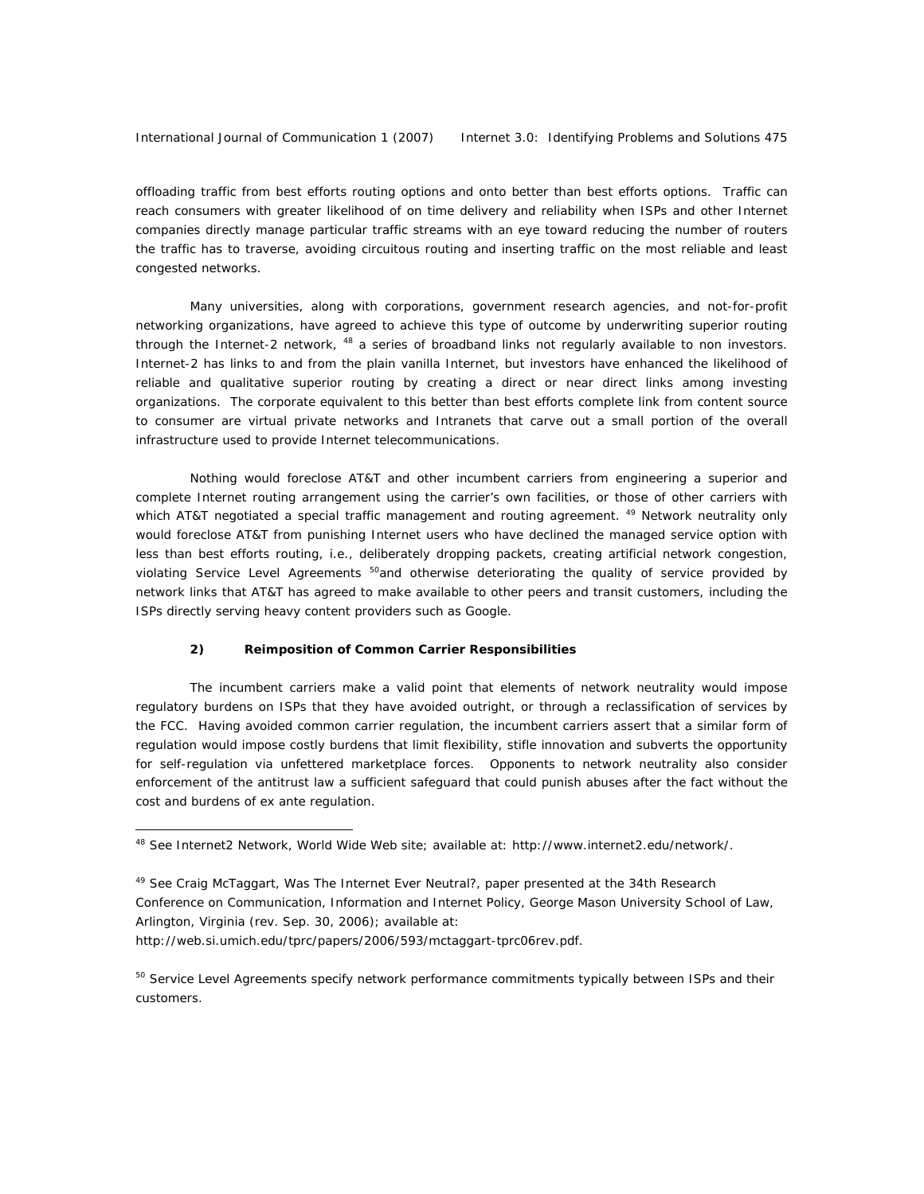offloading traffic from best efforts routing options and onto better than best efforts options. Traffic can reach consumers with greater likelihood of on time delivery and reliability when ISPs and other Internet companies directly manage particular traffic streams with an eye toward reducing the number of routers the traffic has to traverse, avoiding circuitous routing and inserting traffic on the most reliable and least congested networks.

Many universities, along with corporations, government research agencies, and not-for-profit networking organizations, have agreed to achieve this type of outcome by underwriting superior routing through the Internet-2 network, [48] a series of broadband links not regularly available to non investors. Internet-2 has links to and from the plain vanilla Internet, but investors have enhanced the likelihood of reliable and qualitative superior routing by creating a direct or near direct links among investing organizations. The corporate equivalent to this better than best efforts complete link from content source to consumer are virtual private networks and Intranets that carve out a small portion of the overall infrastructure used to provide Internet telecommunications.

Nothing would foreclose AT&T and other incumbent carriers from engineering a superior and complete Internet routing arrangement using the carrier's own facilities, or those of other carriers with which AT&T negotiated a special traffic management and routing agreement. [49] Network neutrality only would foreclose AT&T from punishing Internet users who have declined the managed service option with less than best efforts routing, i.e., deliberately dropping packets, creating artificial network congestion, violating Service Level Agreements [50]and otherwise deteriorating the quality of service provided by network links that AT&T has agreed to make available to other peers and transit customers, including the ISPs directly serving heavy content providers such as Google.

**2) Reimposition of Common Carrier Responsibilities**

The incumbent carriers make a valid point that elements of network neutrality would impose regulatory burdens on ISPs that they have avoided outright, or through a reclassification of services by the FCC. Having avoided common carrier regulation, the incumbent carriers assert that a similar form of regulation would impose costly burdens that limit flexibility, stifle innovation and subverts the opportunity for self-regulation via unfettered marketplace forces. Opponents to network neutrality also consider enforcement of the antitrust law a sufficient safeguard that could punish abuses after the fact without the cost and burdens of ex ante regulation.

---

[48] See Internet2 Network, World Wide Web site; available at: http://www.internet2.edu/network/.

[49] See Craig McTaggart, Was The Internet Ever Neutral?, paper presented at the 34th Research Conference on Communication, Information and Internet Policy, George Mason University School of Law, Arlington, Virginia (rev. Sep. 30, 2006); available at: http://web.si.umich.edu/tprc/papers/2006/593/mctaggart-tprc06rev.pdf.

[50] Service Level Agreements specify network performance commitments typically between ISPs and their customers.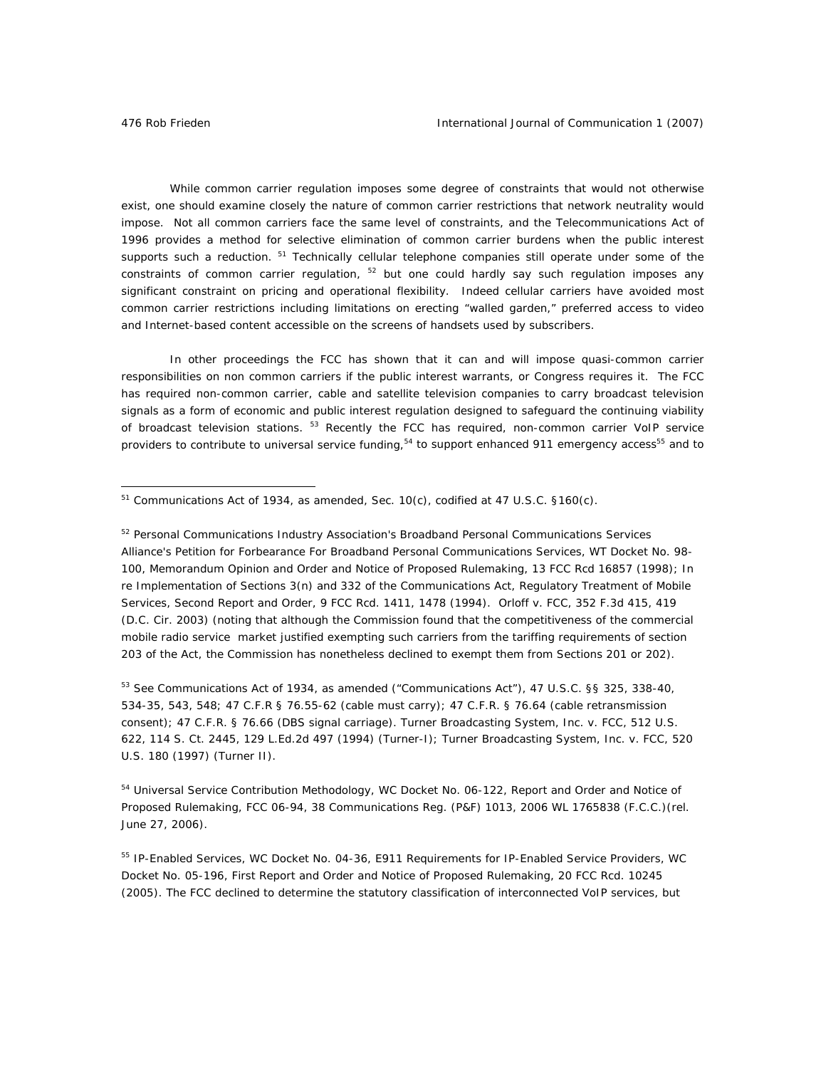While common carrier regulation imposes some degree of constraints that would not otherwise exist, one should examine closely the nature of common carrier restrictions that network neutrality would impose. Not all common carriers face the same level of constraints, and the Telecommunications Act of 1996 provides a method for selective elimination of common carrier burdens when the public interest supports such a reduction. [51] Technically cellular telephone companies still operate under some of the constraints of common carrier regulation, [52] but one could hardly say such regulation imposes any significant constraint on pricing and operational flexibility. Indeed cellular carriers have avoided most common carrier restrictions including limitations on erecting "walled garden," preferred access to video and Internet-based content accessible on the screens of handsets used by subscribers.

In other proceedings the FCC has shown that it can and will impose quasi-common carrier responsibilities on non common carriers if the public interest warrants, or Congress requires it. The FCC has required non-common carrier, cable and satellite television companies to carry broadcast television signals as a form of economic and public interest regulation designed to safeguard the continuing viability of broadcast television stations. [53] Recently the FCC has required, non-common carrier VoIP service providers to contribute to universal service funding,[54] to support enhanced 911 emergency access[55] and to

---

[51] Communications Act of 1934, as amended, Sec. 10(c), codified at 47 U.S.C. §160(c).

[52] Personal Communications Industry Association's Broadband Personal Communications Services Alliance's Petition for Forbearance For Broadband Personal Communications Services, WT Docket No. 98-100, Memorandum Opinion and Order and Notice of Proposed Rulemaking, 13 FCC Rcd 16857 (1998); In re Implementation of Sections 3(n) and 332 of the Communications Act, Regulatory Treatment of Mobile Services, Second Report and Order, 9 FCC Rcd. 1411, 1478 (1994). Orloff v. FCC, 352 F.3d 415, 419 (D.C. Cir. 2003) (noting that although the Commission found that the competitiveness of the commercial mobile radio service market justified exempting such carriers from the tariffing requirements of section 203 of the Act, the Commission has nonetheless declined to exempt them from Sections 201 or 202).

[53] See Communications Act of 1934, as amended ("Communications Act"), 47 U.S.C. §§ 325, 338-40, 534-35, 543, 548; 47 C.F.R § 76.55-62 (cable must carry); 47 C.F.R. § 76.64 (cable retransmission consent); 47 C.F.R. § 76.66 (DBS signal carriage). Turner Broadcasting System, Inc. v. FCC, 512 U.S. 622, 114 S. Ct. 2445, 129 L.Ed.2d 497 (1994) (Turner-I); Turner Broadcasting System, Inc. v. FCC, 520 U.S. 180 (1997) (Turner II).

[54] Universal Service Contribution Methodology, WC Docket No. 06-122, Report and Order and Notice of Proposed Rulemaking, FCC 06-94, 38 Communications Reg. (P&F) 1013, 2006 WL 1765838 (F.C.C.)(rel. June 27, 2006).

[55] IP-Enabled Services, WC Docket No. 04-36, E911 Requirements for IP-Enabled Service Providers, WC Docket No. 05-196, First Report and Order and Notice of Proposed Rulemaking, 20 FCC Rcd. 10245 (2005). The FCC declined to determine the statutory classification of interconnected VoIP services, but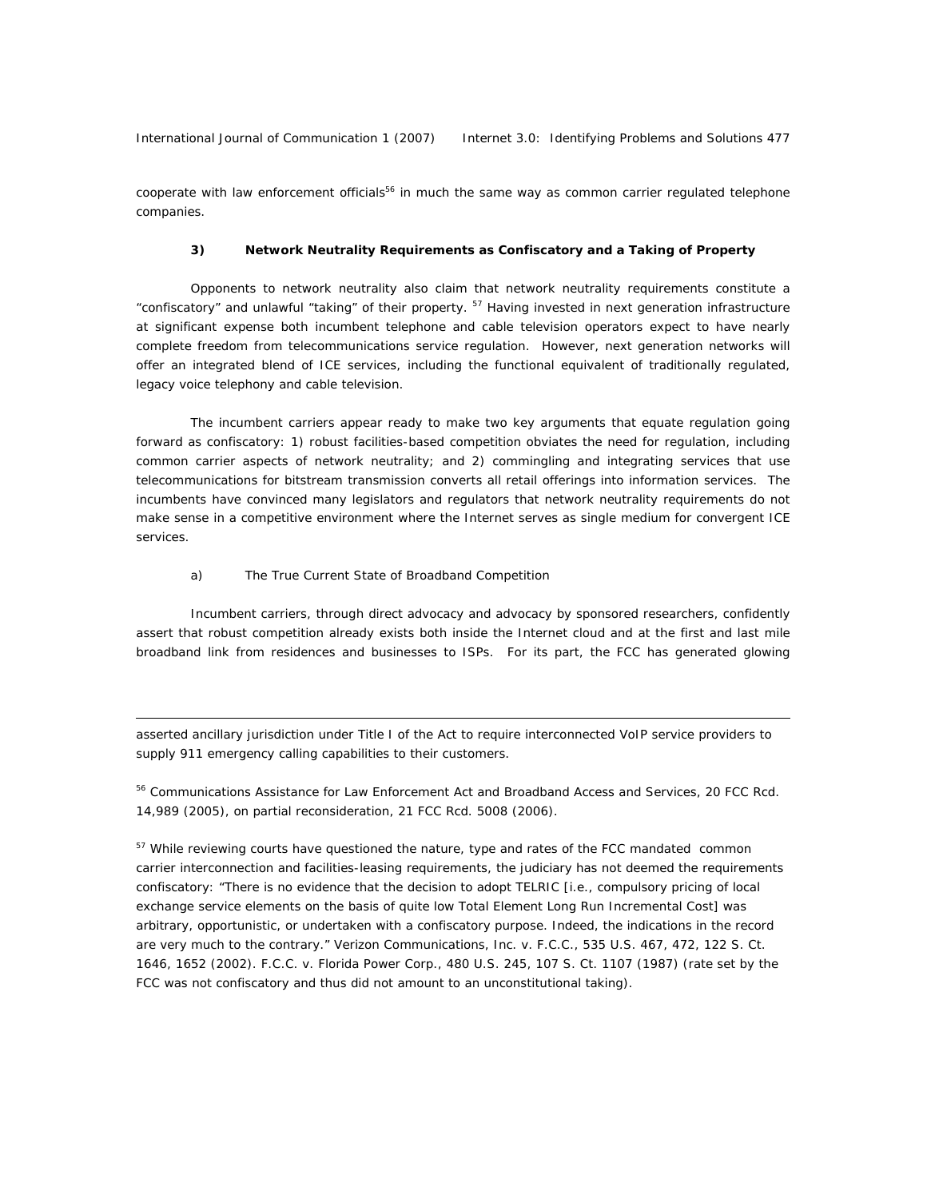cooperate with law enforcement officials[56] in much the same way as common carrier regulated telephone companies.

### 3) Network Neutrality Requirements as Confiscatory and a Taking of Property

Opponents to network neutrality also claim that network neutrality requirements constitute a "confiscatory" and unlawful "taking" of their property. [57] Having invested in next generation infrastructure at significant expense both incumbent telephone and cable television operators expect to have nearly complete freedom from telecommunications service regulation. However, next generation networks will offer an integrated blend of ICE services, including the functional equivalent of traditionally regulated, legacy voice telephony and cable television.

The incumbent carriers appear ready to make two key arguments that equate regulation going forward as confiscatory: 1) robust facilities-based competition obviates the need for regulation, including common carrier aspects of network neutrality; and 2) commingling and integrating services that use telecommunications for bitstream transmission converts all retail offerings into information services. The incumbents have convinced many legislators and regulators that network neutrality requirements do not make sense in a competitive environment where the Internet serves as single medium for convergent ICE services.

#### a) The True Current State of Broadband Competition

Incumbent carriers, through direct advocacy and advocacy by sponsored researchers, confidently assert that robust competition already exists both inside the Internet cloud and at the first and last mile broadband link from residences and businesses to ISPs. For its part, the FCC has generated glowing

---

asserted ancillary jurisdiction under Title I of the Act to require interconnected VoIP service providers to supply 911 emergency calling capabilities to their customers.

[56] Communications Assistance for Law Enforcement Act and Broadband Access and Services, 20 FCC Rcd. 14,989 (2005), on partial reconsideration, 21 FCC Rcd. 5008 (2006).

[57] While reviewing courts have questioned the nature, type and rates of the FCC mandated common carrier interconnection and facilities-leasing requirements, the judiciary has not deemed the requirements confiscatory: "There is no evidence that the decision to adopt TELRIC [i.e., compulsory pricing of local exchange service elements on the basis of quite low Total Element Long Run Incremental Cost] was arbitrary, opportunistic, or undertaken with a confiscatory purpose. Indeed, the indications in the record are very much to the contrary." *Verizon Communications, Inc. v. F.C.C.*, 535 U.S. 467, 472, 122 S. Ct. 1646, 1652 (2002). *F.C.C. v. Florida Power Corp.*, 480 U.S. 245, 107 S. Ct. 1107 (1987) (rate set by the FCC was not confiscatory and thus did not amount to an unconstitutional taking).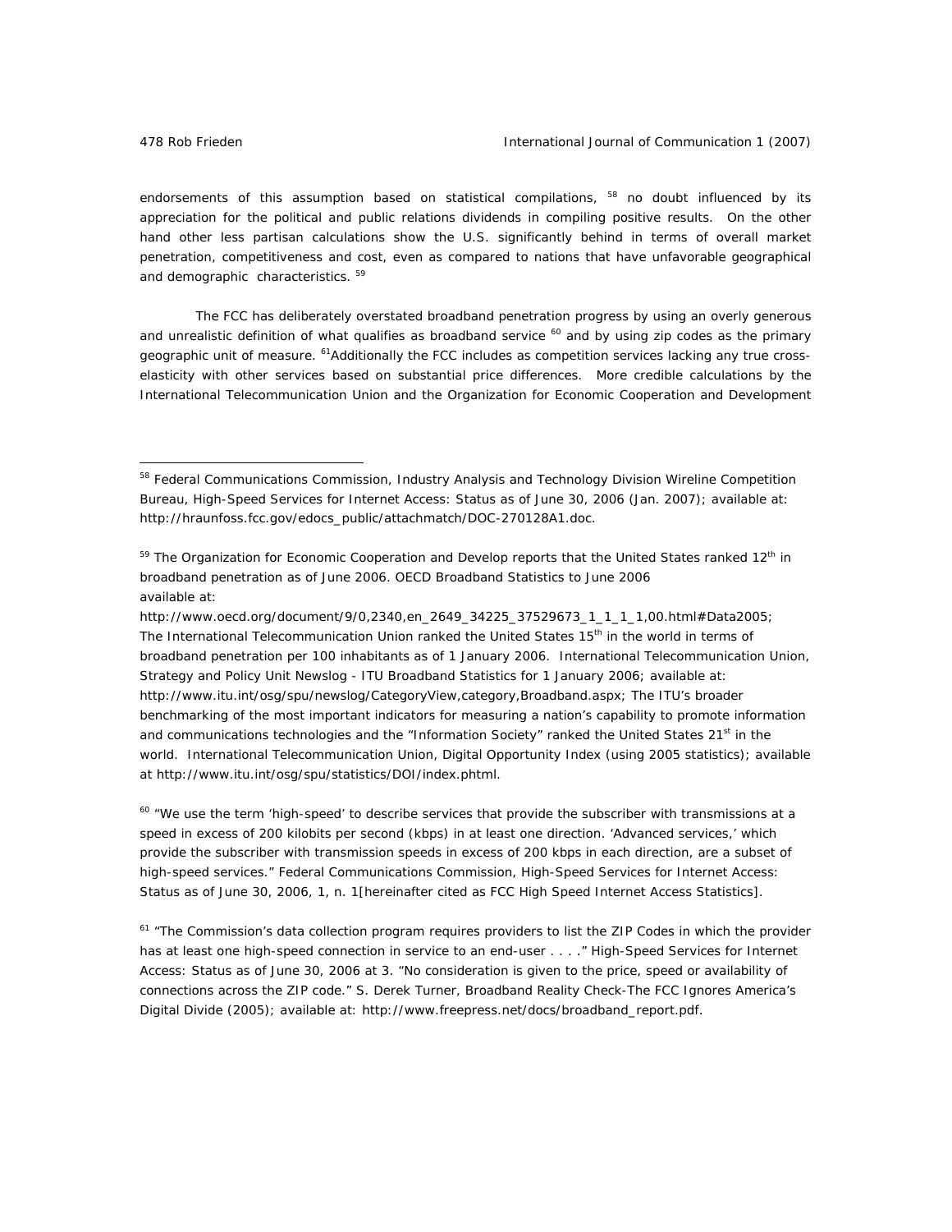endorsements of this assumption based on statistical compilations, [58] no doubt influenced by its appreciation for the political and public relations dividends in compiling positive results. On the other hand other less partisan calculations show the U.S. significantly behind in terms of overall market penetration, competitiveness and cost, even as compared to nations that have unfavorable geographical and demographic characteristics. [59]

The FCC has deliberately overstated broadband penetration progress by using an overly generous and unrealistic definition of what qualifies as broadband service [60] and by using zip codes as the primary geographic unit of measure. [61]Additionally the FCC includes as competition services lacking any true cross-elasticity with other services based on substantial price differences. More credible calculations by the International Telecommunication Union and the Organization for Economic Cooperation and Development

---

[58] Federal Communications Commission, Industry Analysis and Technology Division Wireline Competition Bureau, High-Speed Services for Internet Access: Status as of June 30, 2006 (Jan. 2007); available at: http://hraunfoss.fcc.gov/edocs_public/attachmatch/DOC-270128A1.doc.

[59] The Organization for Economic Cooperation and Develop reports that the United States ranked 12th in broadband penetration as of June 2006. OECD Broadband Statistics to June 2006 available at: http://www.oecd.org/document/9/0,2340,en_2649_34225_37529673_1_1_1_1,00.html#Data2005; The International Telecommunication Union ranked the United States 15th in the world in terms of broadband penetration per 100 inhabitants as of 1 January 2006. International Telecommunication Union, Strategy and Policy Unit Newslog - ITU Broadband Statistics for 1 January 2006; available at: http://www.itu.int/osg/spu/newslog/CategoryView,category,Broadband.aspx; The ITU's broader benchmarking of the most important indicators for measuring a nation's capability to promote information and communications technologies and the "Information Society" ranked the United States 21st in the world. International Telecommunication Union, Digital Opportunity Index (using 2005 statistics); available at http://www.itu.int/osg/spu/statistics/DOI/index.phtml.

[60] "We use the term 'high-speed' to describe services that provide the subscriber with transmissions at a speed in excess of 200 kilobits per second (kbps) in at least one direction. 'Advanced services,' which provide the subscriber with transmission speeds in excess of 200 kbps in each direction, are a subset of high-speed services." Federal Communications Commission, High-Speed Services for Internet Access: Status as of June 30, 2006, 1, n. 1[hereinafter cited as FCC High Speed Internet Access Statistics].

[61] "The Commission's data collection program requires providers to list the ZIP Codes in which the provider has at least one high-speed connection in service to an end-user . . . ." High-Speed Services for Internet Access: Status as of June 30, 2006 at 3. "No consideration is given to the price, speed or availability of connections across the ZIP code." S. Derek Turner, Broadband Reality Check-The FCC Ignores America's Digital Divide (2005); available at: http://www.freepress.net/docs/broadband_report.pdf.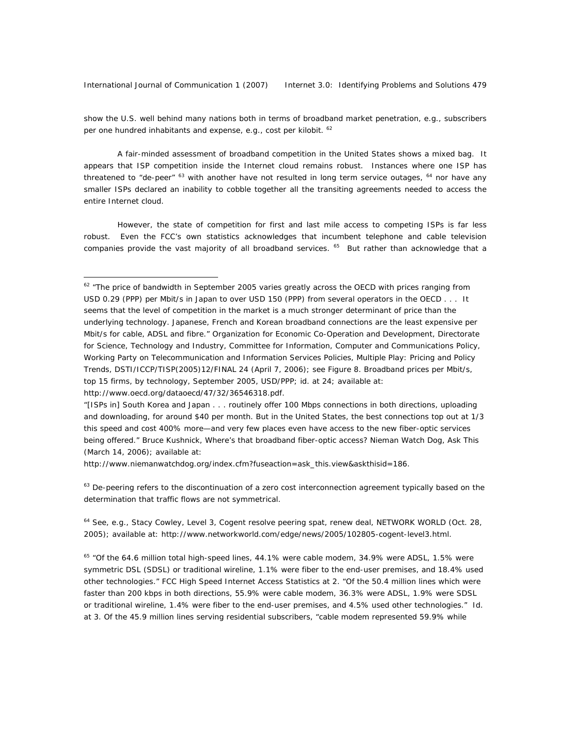show the U.S. well behind many nations both in terms of broadband market penetration, e.g., subscribers per one hundred inhabitants and expense, e.g., cost per kilobit. [62]

A fair-minded assessment of broadband competition in the United States shows a mixed bag. It appears that ISP competition inside the Internet cloud remains robust. Instances where one ISP has threatened to "de-peer" [63] with another have not resulted in long term service outages, [64] nor have any smaller ISPs declared an inability to cobble together all the transiting agreements needed to access the entire Internet cloud.

However, the state of competition for first and last mile access to competing ISPs is far less robust. Even the FCC's own statistics acknowledges that incumbent telephone and cable television companies provide the vast majority of all broadband services. [65] But rather than acknowledge that a

---

[62] "The price of bandwidth in September 2005 varies greatly across the OECD with prices ranging from USD 0.29 (PPP) per Mbit/s in Japan to over USD 150 (PPP) from several operators in the OECD . . . It seems that the level of competition in the market is a much stronger determinant of price than the underlying technology. Japanese, French and Korean broadband connections are the least expensive per Mbit/s for cable, ADSL and fibre." Organization for Economic Co-Operation and Development, Directorate for Science, Technology and Industry, Committee for Information, Computer and Communications Policy, Working Party on Telecommunication and Information Services Policies, Multiple Play: Pricing and Policy Trends, DSTI/ICCP/TISP(2005)12/FINAL 24 (April 7, 2006); see Figure 8. Broadband prices per Mbit/s, top 15 firms, by technology, September 2005, USD/PPP; id. at 24; available at: http://www.oecd.org/dataoecd/47/32/36546318.pdf.

"[ISPs in] South Korea and Japan . . . routinely offer 100 Mbps connections in both directions, uploading and downloading, for around $40 per month. But in the United States, the best connections top out at 1/3 this speed and cost 400% more—and very few places even have access to the new fiber-optic services being offered." Bruce Kushnick, Where's that broadband fiber-optic access? Nieman Watch Dog, Ask This (March 14, 2006); available at: http://www.niemanwatchdog.org/index.cfm?fuseaction=ask_this.view&askthisid=186.

[63] De-peering refers to the discontinuation of a zero cost interconnection agreement typically based on the determination that traffic flows are not symmetrical.

[64] See, e.g., Stacy Cowley, Level 3, Cogent resolve peering spat, renew deal, NETWORK WORLD (Oct. 28, 2005); available at: http://www.networkworld.com/edge/news/2005/102805-cogent-level3.html.

[65] "Of the 64.6 million total high-speed lines, 44.1% were cable modem, 34.9% were ADSL, 1.5% were symmetric DSL (SDSL) or traditional wireline, 1.1% were fiber to the end-user premises, and 18.4% used other technologies." FCC High Speed Internet Access Statistics at 2. "Of the 50.4 million lines which were faster than 200 kbps in both directions, 55.9% were cable modem, 36.3% were ADSL, 1.9% were SDSL or traditional wireline, 1.4% were fiber to the end-user premises, and 4.5% used other technologies." Id. at 3. Of the 45.9 million lines serving residential subscribers, "cable modem represented 59.9% while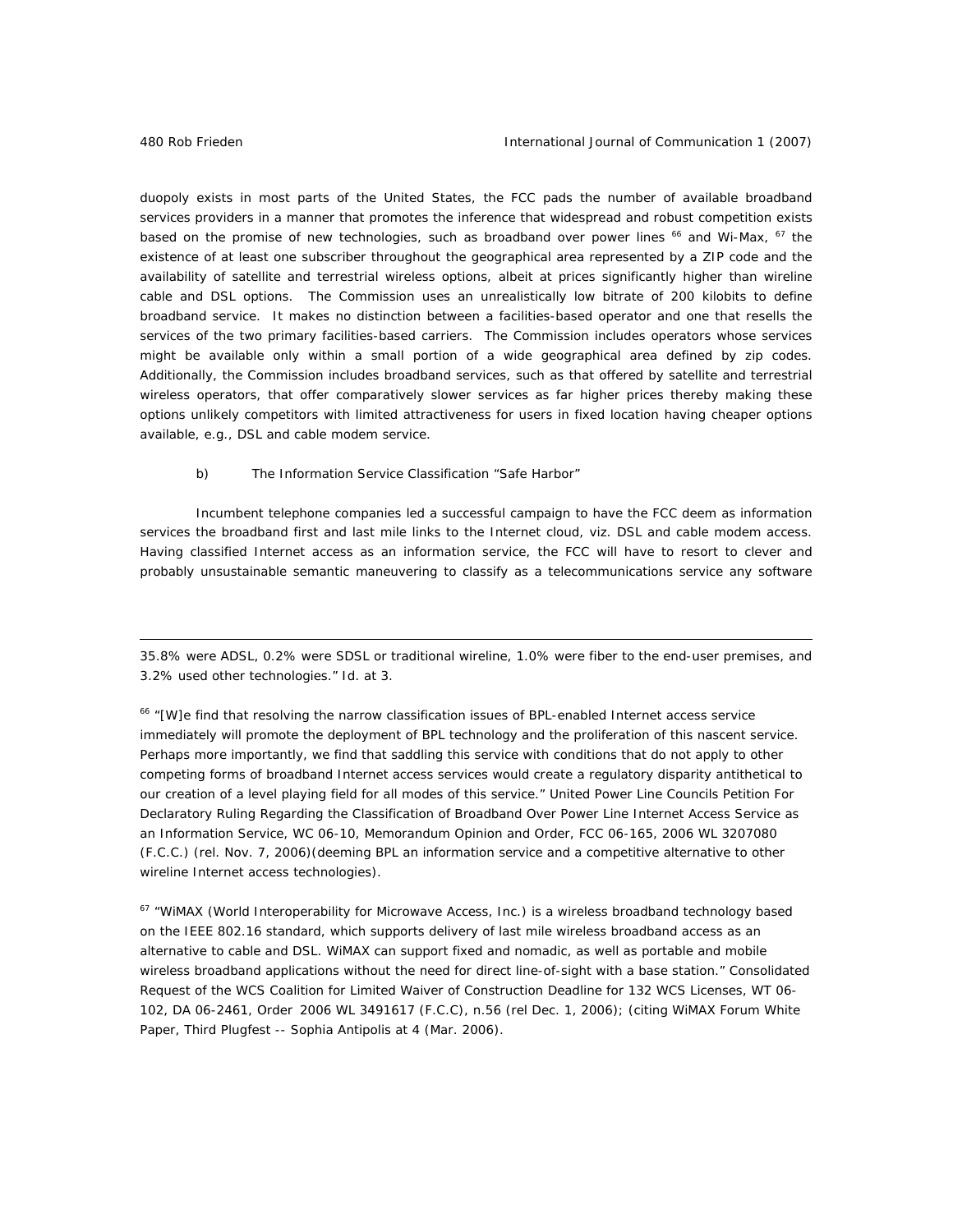duopoly exists in most parts of the United States, the FCC pads the number of available broadband services providers in a manner that promotes the inference that widespread and robust competition exists based on the promise of new technologies, such as broadband over power lines [66] and Wi-Max, [67] the existence of at least one subscriber throughout the geographical area represented by a ZIP code and the availability of satellite and terrestrial wireless options, albeit at prices significantly higher than wireline cable and DSL options. The Commission uses an unrealistically low bitrate of 200 kilobits to define broadband service. It makes no distinction between a facilities-based operator and one that resells the services of the two primary facilities-based carriers. The Commission includes operators whose services might be available only within a small portion of a wide geographical area defined by zip codes. Additionally, the Commission includes broadband services, such as that offered by satellite and terrestrial wireless operators, that offer comparatively slower services as far higher prices thereby making these options unlikely competitors with limited attractiveness for users in fixed location having cheaper options available, e.g., DSL and cable modem service.

b) The Information Service Classification "Safe Harbor"

Incumbent telephone companies led a successful campaign to have the FCC deem as information services the broadband first and last mile links to the Internet cloud, viz. DSL and cable modem access. Having classified Internet access as an information service, the FCC will have to resort to clever and probably unsustainable semantic maneuvering to classify as a telecommunications service any software

---

35.8% were ADSL, 0.2% were SDSL or traditional wireline, 1.0% were fiber to the end-user premises, and 3.2% used other technologies." Id. at 3.

[66] "[W]e find that resolving the narrow classification issues of BPL-enabled Internet access service immediately will promote the deployment of BPL technology and the proliferation of this nascent service. Perhaps more importantly, we find that saddling this service with conditions that do not apply to other competing forms of broadband Internet access services would create a regulatory disparity antithetical to our creation of a level playing field for all modes of this service." United Power Line Councils Petition For Declaratory Ruling Regarding the Classification of Broadband Over Power Line Internet Access Service as an Information Service, WC 06-10, Memorandum Opinion and Order, FCC 06-165, 2006 WL 3207080 (F.C.C.) (rel. Nov. 7, 2006)(deeming BPL an information service and a competitive alternative to other wireline Internet access technologies).

[67] "WiMAX (World Interoperability for Microwave Access, Inc.) is a wireless broadband technology based on the IEEE 802.16 standard, which supports delivery of last mile wireless broadband access as an alternative to cable and DSL. WiMAX can support fixed and nomadic, as well as portable and mobile wireless broadband applications without the need for direct line-of-sight with a base station." Consolidated Request of the WCS Coalition for Limited Waiver of Construction Deadline for 132 WCS Licenses, WT 06-102, DA 06-2461, Order 2006 WL 3491617 (F.C.C), n.56 (rel Dec. 1, 2006); (citing WiMAX Forum White Paper, Third Plugfest -- Sophia Antipolis at 4 (Mar. 2006).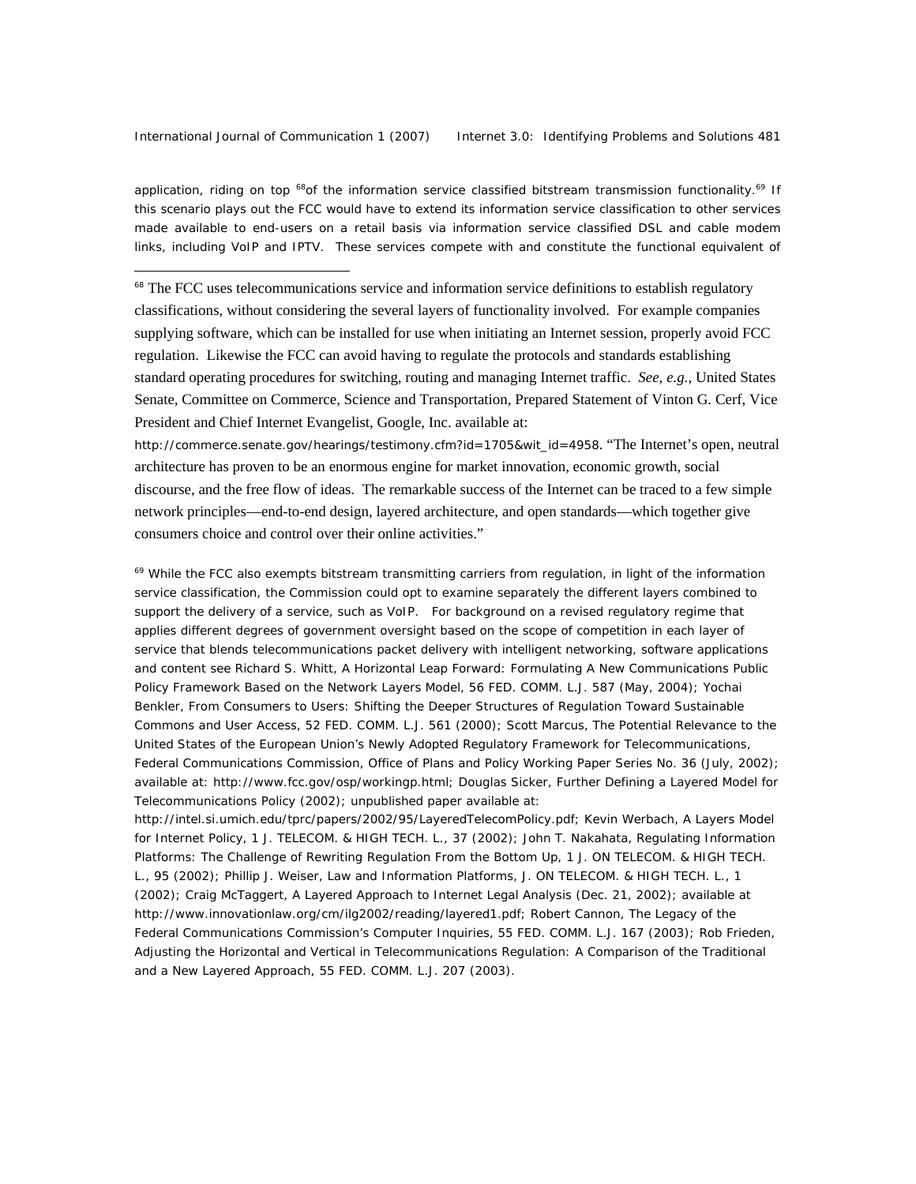application, riding on top [68]of the information service classified bitstream transmission functionality.[69] If this scenario plays out the FCC would have to extend its information service classification to other services made available to end-users on a retail basis via information service classified DSL and cable modem links, including VoIP and IPTV. These services compete with and constitute the functional equivalent of

---

[68] The FCC uses telecommunications service and information service definitions to establish regulatory classifications, without considering the several layers of functionality involved. For example companies supplying software, which can be installed for use when initiating an Internet session, properly avoid FCC regulation. Likewise the FCC can avoid having to regulate the protocols and standards establishing standard operating procedures for switching, routing and managing Internet traffic. *See, e.g.*, United States Senate, Committee on Commerce, Science and Transportation, Prepared Statement of Vinton G. Cerf, Vice President and Chief Internet Evangelist, Google, Inc. available at: http://commerce.senate.gov/hearings/testimony.cfm?id=1705&wit_id=4958. "The Internet's open, neutral architecture has proven to be an enormous engine for market innovation, economic growth, social discourse, and the free flow of ideas. The remarkable success of the Internet can be traced to a few simple network principles—end-to-end design, layered architecture, and open standards—which together give consumers choice and control over their online activities."

[69] While the FCC also exempts bitstream transmitting carriers from regulation, in light of the information service classification, the Commission could opt to examine separately the different layers combined to support the delivery of a service, such as VoIP. For background on a revised regulatory regime that applies different degrees of government oversight based on the scope of competition in each layer of service that blends telecommunications packet delivery with intelligent networking, software applications and content see Richard S. Whitt, A Horizontal Leap Forward: Formulating A New Communications Public Policy Framework Based on the Network Layers Model, 56 FED. COMM. L.J. 587 (May, 2004); Yochai Benkler, From Consumers to Users: Shifting the Deeper Structures of Regulation Toward Sustainable Commons and User Access, 52 FED. COMM. L.J. 561 (2000); Scott Marcus, The Potential Relevance to the United States of the European Union's Newly Adopted Regulatory Framework for Telecommunications, Federal Communications Commission, Office of Plans and Policy Working Paper Series No. 36 (July, 2002); available at: http://www.fcc.gov/osp/workingp.html; Douglas Sicker, Further Defining a Layered Model for Telecommunications Policy (2002); unpublished paper available at: http://intel.si.umich.edu/tprc/papers/2002/95/LayeredTelecomPolicy.pdf; Kevin Werbach, A Layers Model for Internet Policy, 1 J. TELECOM. & HIGH TECH. L., 37 (2002); John T. Nakahata, Regulating Information Platforms: The Challenge of Rewriting Regulation From the Bottom Up, 1 J. ON TELECOM. & HIGH TECH. L., 95 (2002); Phillip J. Weiser, Law and Information Platforms, J. ON TELECOM. & HIGH TECH. L., 1 (2002); Craig McTaggert, A Layered Approach to Internet Legal Analysis (Dec. 21, 2002); available at http://www.innovationlaw.org/cm/ilg2002/reading/layered1.pdf; Robert Cannon, The Legacy of the Federal Communications Commission's Computer Inquiries, 55 FED. COMM. L.J. 167 (2003); Rob Frieden, Adjusting the Horizontal and Vertical in Telecommunications Regulation: A Comparison of the Traditional and a New Layered Approach, 55 FED. COMM. L.J. 207 (2003).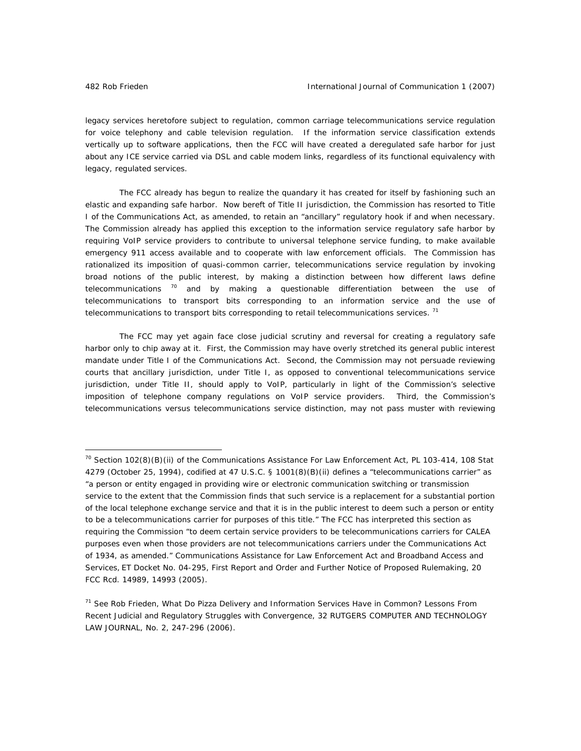legacy services heretofore subject to regulation, common carriage telecommunications service regulation for voice telephony and cable television regulation. If the information service classification extends vertically up to software applications, then the FCC will have created a deregulated safe harbor for just about any ICE service carried via DSL and cable modem links, regardless of its functional equivalency with legacy, regulated services.

The FCC already has begun to realize the quandary it has created for itself by fashioning such an elastic and expanding safe harbor. Now bereft of Title II jurisdiction, the Commission has resorted to Title I of the Communications Act, as amended, to retain an "ancillary" regulatory hook if and when necessary. The Commission already has applied this exception to the information service regulatory safe harbor by requiring VoIP service providers to contribute to universal telephone service funding, to make available emergency 911 access available and to cooperate with law enforcement officials. The Commission has rationalized its imposition of quasi-common carrier, telecommunications service regulation by invoking broad notions of the public interest, by making a distinction between how different laws define telecommunications [70] and by making a questionable differentiation between the use of telecommunications to transport bits corresponding to an information service and the use of telecommunications to transport bits corresponding to retail telecommunications services. [71]

The FCC may yet again face close judicial scrutiny and reversal for creating a regulatory safe harbor only to chip away at it. First, the Commission may have overly stretched its general public interest mandate under Title I of the Communications Act. Second, the Commission may not persuade reviewing courts that ancillary jurisdiction, under Title I, as opposed to conventional telecommunications service jurisdiction, under Title II, should apply to VoIP, particularly in light of the Commission's selective imposition of telephone company regulations on VoIP service providers. Third, the Commission's telecommunications versus telecommunications service distinction, may not pass muster with reviewing

---

[70] Section 102(8)(B)(ii) of the Communications Assistance For Law Enforcement Act, PL 103-414, 108 Stat 4279 (October 25, 1994), codified at 47 U.S.C. § 1001(8)(B)(ii) defines a "telecommunications carrier" as "a person or entity engaged in providing wire or electronic communication switching or transmission service to the extent that the Commission finds that such service is a replacement for a substantial portion of the local telephone exchange service and that it is in the public interest to deem such a person or entity to be a telecommunications carrier for purposes of this title." The FCC has interpreted this section as requiring the Commission "to deem certain service providers to be telecommunications carriers for CALEA purposes even when those providers are not telecommunications carriers under the Communications Act of 1934, as amended." Communications Assistance for Law Enforcement Act and Broadband Access and Services, ET Docket No. 04-295, First Report and Order and Further Notice of Proposed Rulemaking, 20 FCC Rcd. 14989, 14993 (2005).

[71] See Rob Frieden, What Do Pizza Delivery and Information Services Have in Common? Lessons From Recent Judicial and Regulatory Struggles with Convergence, 32 RUTGERS COMPUTER AND TECHNOLOGY LAW JOURNAL, No. 2, 247-296 (2006).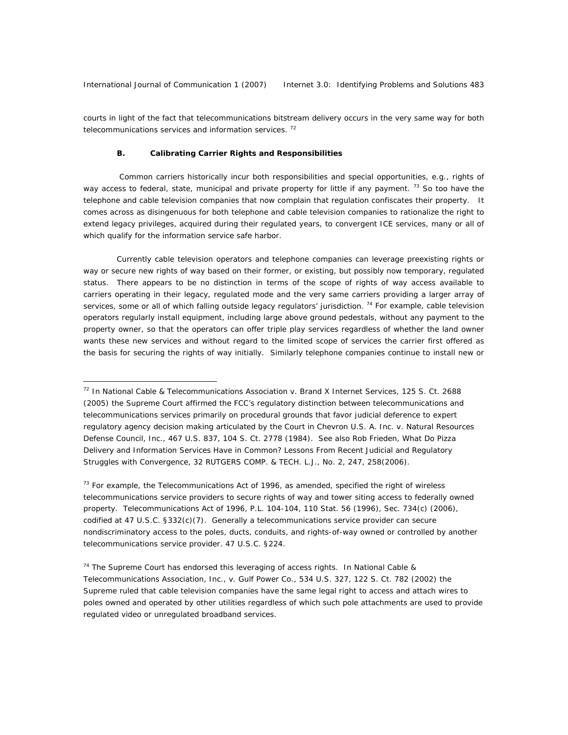courts in light of the fact that telecommunications bitstream delivery occurs in the very same way for both telecommunications services and information services. [72]

### B. Calibrating Carrier Rights and Responsibilities

Common carriers historically incur both responsibilities and special opportunities, e.g., rights of way access to federal, state, municipal and private property for little if any payment. [73] So too have the telephone and cable television companies that now complain that regulation confiscates their property. It comes across as disingenuous for both telephone and cable television companies to rationalize the right to extend legacy privileges, acquired during their regulated years, to convergent ICE services, many or all of which qualify for the information service safe harbor.

Currently cable television operators and telephone companies can leverage preexisting rights or way or secure new rights of way based on their former, or existing, but possibly now temporary, regulated status. There appears to be no distinction in terms of the scope of rights of way access available to carriers operating in their legacy, regulated mode and the very same carriers providing a larger array of services, some or all of which falling outside legacy regulators' jurisdiction. [74] For example, cable television operators regularly install equipment, including large above ground pedestals, without any payment to the property owner, so that the operators can offer triple play services regardless of whether the land owner wants these new services and without regard to the limited scope of services the carrier first offered as the basis for securing the rights of way initially. Similarly telephone companies continue to install new or

---

[72] In National Cable & Telecommunications Association v. Brand X Internet Services, 125 S. Ct. 2688 (2005) the Supreme Court affirmed the FCC's regulatory distinction between telecommunications and telecommunications services primarily on procedural grounds that favor judicial deference to expert regulatory agency decision making articulated by the Court in Chevron U.S. A. Inc. v. Natural Resources Defense Council, Inc., 467 U.S. 837, 104 S. Ct. 2778 (1984). See also Rob Frieden, What Do Pizza Delivery and Information Services Have in Common? Lessons From Recent Judicial and Regulatory Struggles with Convergence, 32 RUTGERS COMP. & TECH. L.J., No. 2, 247, 258(2006).

[73] For example, the Telecommunications Act of 1996, as amended, specified the right of wireless telecommunications service providers to secure rights of way and tower siting access to federally owned property. Telecommunications Act of 1996, P.L. 104-104, 110 Stat. 56 (1996), Sec. 734(c) (2006), codified at 47 U.S.C. §332(c)(7). Generally a telecommunications service provider can secure nondiscriminatory access to the poles, ducts, conduits, and rights-of-way owned or controlled by another telecommunications service provider. 47 U.S.C. §224.

[74] The Supreme Court has endorsed this leveraging of access rights. In National Cable & Telecommunications Association, Inc., v. Gulf Power Co., 534 U.S. 327, 122 S. Ct. 782 (2002) the Supreme ruled that cable television companies have the same legal right to access and attach wires to poles owned and operated by other utilities regardless of which such pole attachments are used to provide regulated video or unregulated broadband services.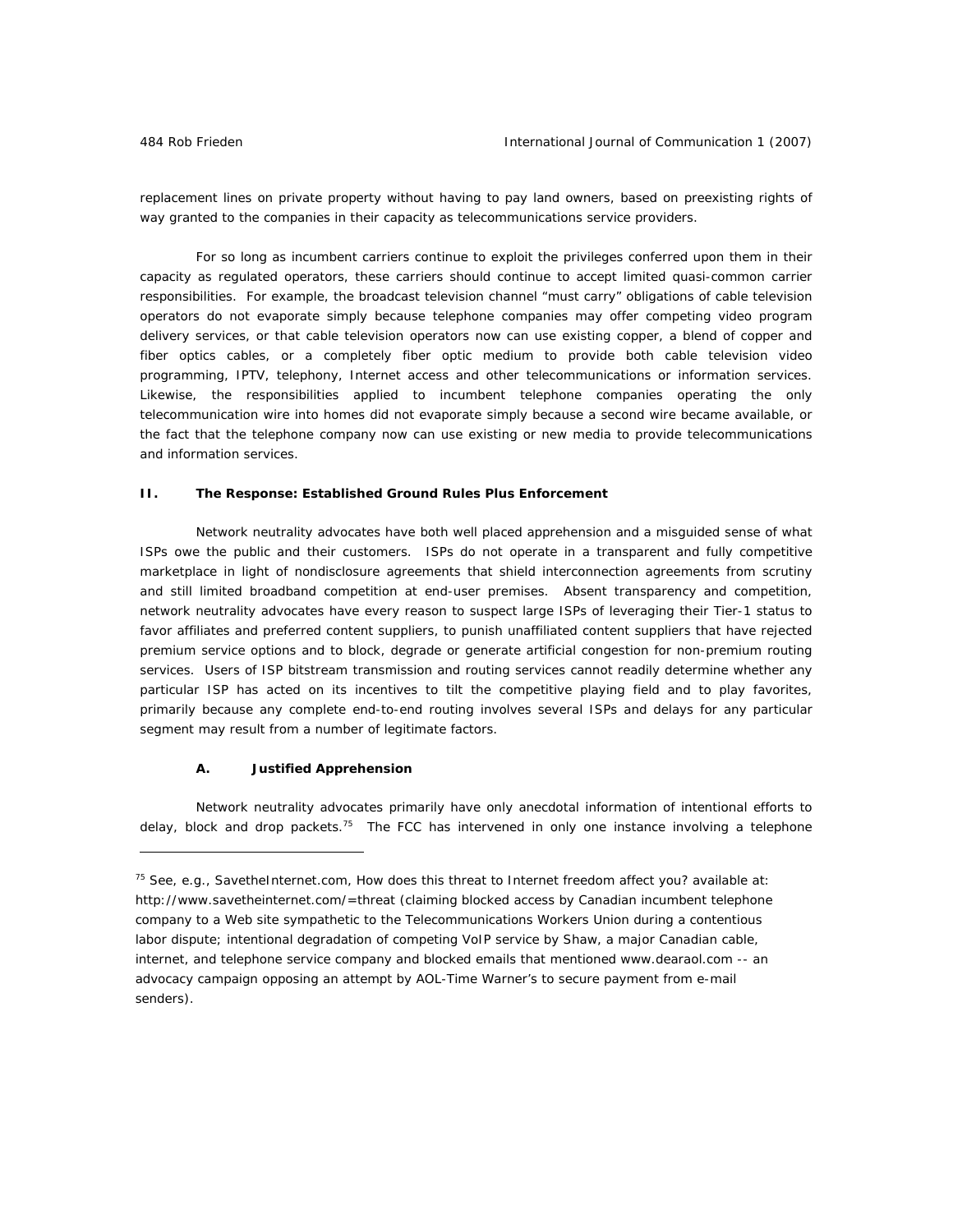replacement lines on private property without having to pay land owners, based on preexisting rights of way granted to the companies in their capacity as telecommunications service providers.

For so long as incumbent carriers continue to exploit the privileges conferred upon them in their capacity as regulated operators, these carriers should continue to accept limited quasi-common carrier responsibilities. For example, the broadcast television channel "must carry" obligations of cable television operators do not evaporate simply because telephone companies may offer competing video program delivery services, or that cable television operators now can use existing copper, a blend of copper and fiber optics cables, or a completely fiber optic medium to provide both cable television video programming, IPTV, telephony, Internet access and other telecommunications or information services. Likewise, the responsibilities applied to incumbent telephone companies operating the only telecommunication wire into homes did not evaporate simply because a second wire became available, or the fact that the telephone company now can use existing or new media to provide telecommunications and information services.

## II. The Response: Established Ground Rules Plus Enforcement

Network neutrality advocates have both well placed apprehension and a misguided sense of what ISPs owe the public and their customers. ISPs do not operate in a transparent and fully competitive marketplace in light of nondisclosure agreements that shield interconnection agreements from scrutiny and still limited broadband competition at end-user premises. Absent transparency and competition, network neutrality advocates have every reason to suspect large ISPs of leveraging their Tier-1 status to favor affiliates and preferred content suppliers, to punish unaffiliated content suppliers that have rejected premium service options and to block, degrade or generate artificial congestion for non-premium routing services. Users of ISP bitstream transmission and routing services cannot readily determine whether any particular ISP has acted on its incentives to tilt the competitive playing field and to play favorites, primarily because any complete end-to-end routing involves several ISPs and delays for any particular segment may result from a number of legitimate factors.

### A. Justified Apprehension

Network neutrality advocates primarily have only anecdotal information of intentional efforts to delay, block and drop packets.[75] The FCC has intervened in only one instance involving a telephone

---

[75] See, e.g., SavetheInternet.com, How does this threat to Internet freedom affect you? available at: http://www.savetheinternet.com/=threat (claiming blocked access by Canadian incumbent telephone company to a Web site sympathetic to the Telecommunications Workers Union during a contentious labor dispute; intentional degradation of competing VoIP service by Shaw, a major Canadian cable, internet, and telephone service company and blocked emails that mentioned www.dearaol.com -- an advocacy campaign opposing an attempt by AOL-Time Warner's to secure payment from e-mail senders).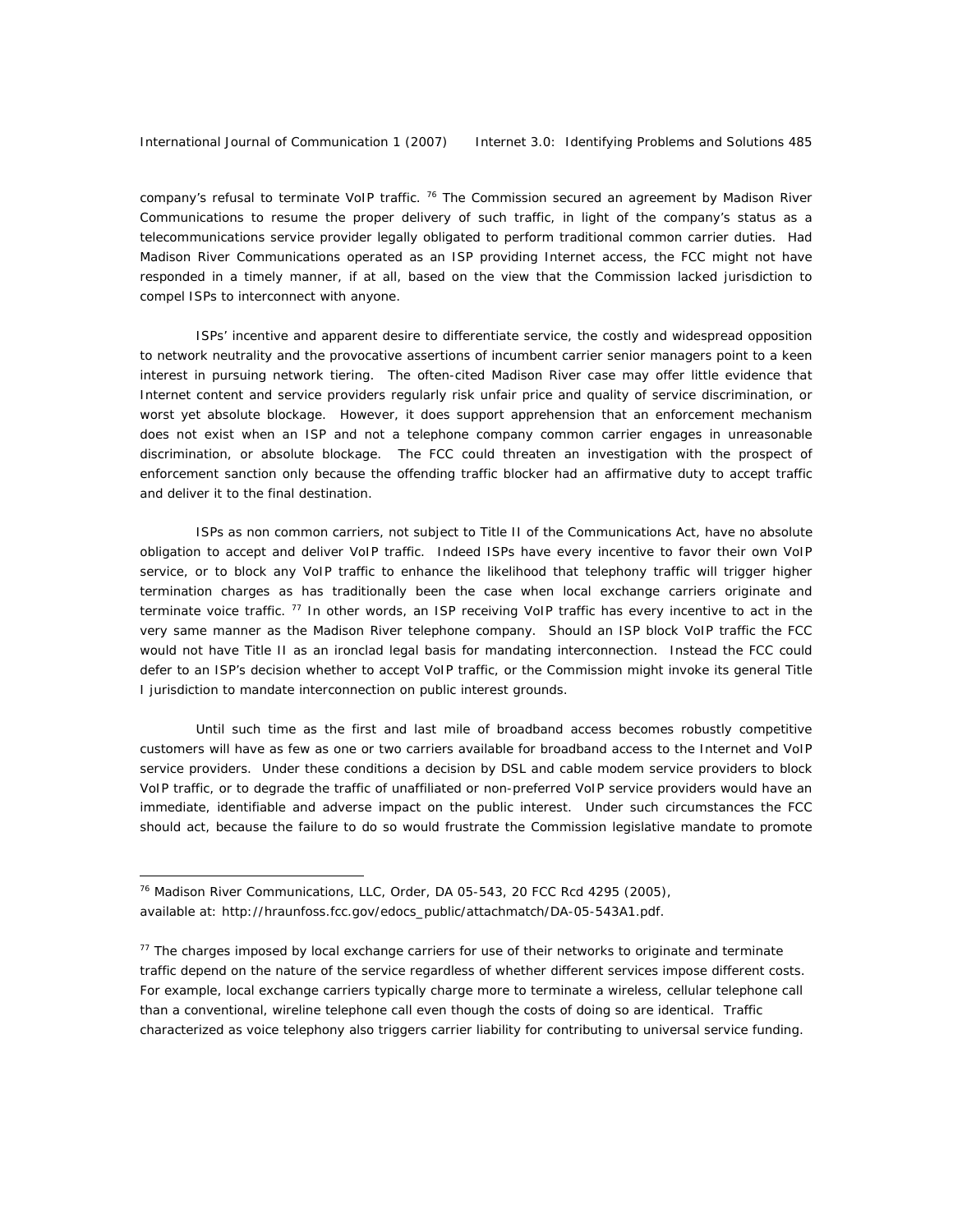company's refusal to terminate VoIP traffic. [76] The Commission secured an agreement by Madison River Communications to resume the proper delivery of such traffic, in light of the company's status as a telecommunications service provider legally obligated to perform traditional common carrier duties. Had Madison River Communications operated as an ISP providing Internet access, the FCC might not have responded in a timely manner, if at all, based on the view that the Commission lacked jurisdiction to compel ISPs to interconnect with anyone.

ISPs' incentive and apparent desire to differentiate service, the costly and widespread opposition to network neutrality and the provocative assertions of incumbent carrier senior managers point to a keen interest in pursuing network tiering. The often-cited Madison River case may offer little evidence that Internet content and service providers regularly risk unfair price and quality of service discrimination, or worst yet absolute blockage. However, it does support apprehension that an enforcement mechanism does not exist when an ISP and not a telephone company common carrier engages in unreasonable discrimination, or absolute blockage. The FCC could threaten an investigation with the prospect of enforcement sanction only because the offending traffic blocker had an affirmative duty to accept traffic and deliver it to the final destination.

ISPs as non common carriers, not subject to Title II of the Communications Act, have no absolute obligation to accept and deliver VoIP traffic. Indeed ISPs have every incentive to favor their own VoIP service, or to block any VoIP traffic to enhance the likelihood that telephony traffic will trigger higher termination charges as has traditionally been the case when local exchange carriers originate and terminate voice traffic. [77] In other words, an ISP receiving VoIP traffic has every incentive to act in the very same manner as the Madison River telephone company. Should an ISP block VoIP traffic the FCC would not have Title II as an ironclad legal basis for mandating interconnection. Instead the FCC could defer to an ISP's decision whether to accept VoIP traffic, or the Commission might invoke its general Title I jurisdiction to mandate interconnection on public interest grounds.

Until such time as the first and last mile of broadband access becomes robustly competitive customers will have as few as one or two carriers available for broadband access to the Internet and VoIP service providers. Under these conditions a decision by DSL and cable modem service providers to block VoIP traffic, or to degrade the traffic of unaffiliated or non-preferred VoIP service providers would have an immediate, identifiable and adverse impact on the public interest. Under such circumstances the FCC should act, because the failure to do so would frustrate the Commission legislative mandate to promote

---

[76] Madison River Communications, LLC, Order, DA 05-543, 20 FCC Rcd 4295 (2005), available at: http://hraunfoss.fcc.gov/edocs_public/attachmatch/DA-05-543A1.pdf.

[77] The charges imposed by local exchange carriers for use of their networks to originate and terminate traffic depend on the nature of the service regardless of whether different services impose different costs. For example, local exchange carriers typically charge more to terminate a wireless, cellular telephone call than a conventional, wireline telephone call even though the costs of doing so are identical. Traffic characterized as voice telephony also triggers carrier liability for contributing to universal service funding.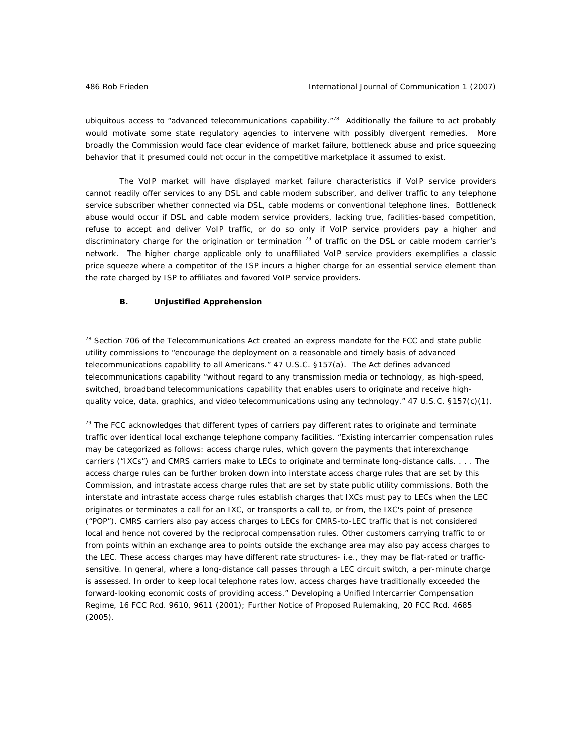ubiquitous access to "advanced telecommunications capability."[78] Additionally the failure to act probably would motivate some state regulatory agencies to intervene with possibly divergent remedies. More broadly the Commission would face clear evidence of market failure, bottleneck abuse and price squeezing behavior that it presumed could not occur in the competitive marketplace it assumed to exist.

The VoIP market will have displayed market failure characteristics if VoIP service providers cannot readily offer services to any DSL and cable modem subscriber, and deliver traffic to any telephone service subscriber whether connected via DSL, cable modems or conventional telephone lines. Bottleneck abuse would occur if DSL and cable modem service providers, lacking true, facilities-based competition, refuse to accept and deliver VoIP traffic, or do so only if VoIP service providers pay a higher and discriminatory charge for the origination or termination [79] of traffic on the DSL or cable modem carrier's network. The higher charge applicable only to unaffiliated VoIP service providers exemplifies a classic price squeeze where a competitor of the ISP incurs a higher charge for an essential service element than the rate charged by ISP to affiliates and favored VoIP service providers.

### B. Unjustified Apprehension

---

[78] Section 706 of the Telecommunications Act created an express mandate for the FCC and state public utility commissions to "encourage the deployment on a reasonable and timely basis of advanced telecommunications capability to all Americans." 47 U.S.C. §157(a). The Act defines advanced telecommunications capability "without regard to any transmission media or technology, as high-speed, switched, broadband telecommunications capability that enables users to originate and receive high-quality voice, data, graphics, and video telecommunications using any technology." 47 U.S.C. §157(c)(1).

[79] The FCC acknowledges that different types of carriers pay different rates to originate and terminate traffic over identical local exchange telephone company facilities. "Existing intercarrier compensation rules may be categorized as follows: access charge rules, which govern the payments that interexchange carriers ("IXCs") and CMRS carriers make to LECs to originate and terminate long-distance calls. . . . The access charge rules can be further broken down into interstate access charge rules that are set by this Commission, and intrastate access charge rules that are set by state public utility commissions. Both the interstate and intrastate access charge rules establish charges that IXCs must pay to LECs when the LEC originates or terminates a call for an IXC, or transports a call to, or from, the IXC's point of presence ("POP"). CMRS carriers also pay access charges to LECs for CMRS-to-LEC traffic that is not considered local and hence not covered by the reciprocal compensation rules. Other customers carrying traffic to or from points within an exchange area to points outside the exchange area may also pay access charges to the LEC. These access charges may have different rate structures- i.e., they may be flat-rated or traffic-sensitive. In general, where a long-distance call passes through a LEC circuit switch, a per-minute charge is assessed. In order to keep local telephone rates low, access charges have traditionally exceeded the forward-looking economic costs of providing access." Developing a Unified Intercarrier Compensation Regime, 16 FCC Rcd. 9610, 9611 (2001); Further Notice of Proposed Rulemaking, 20 FCC Rcd. 4685 (2005).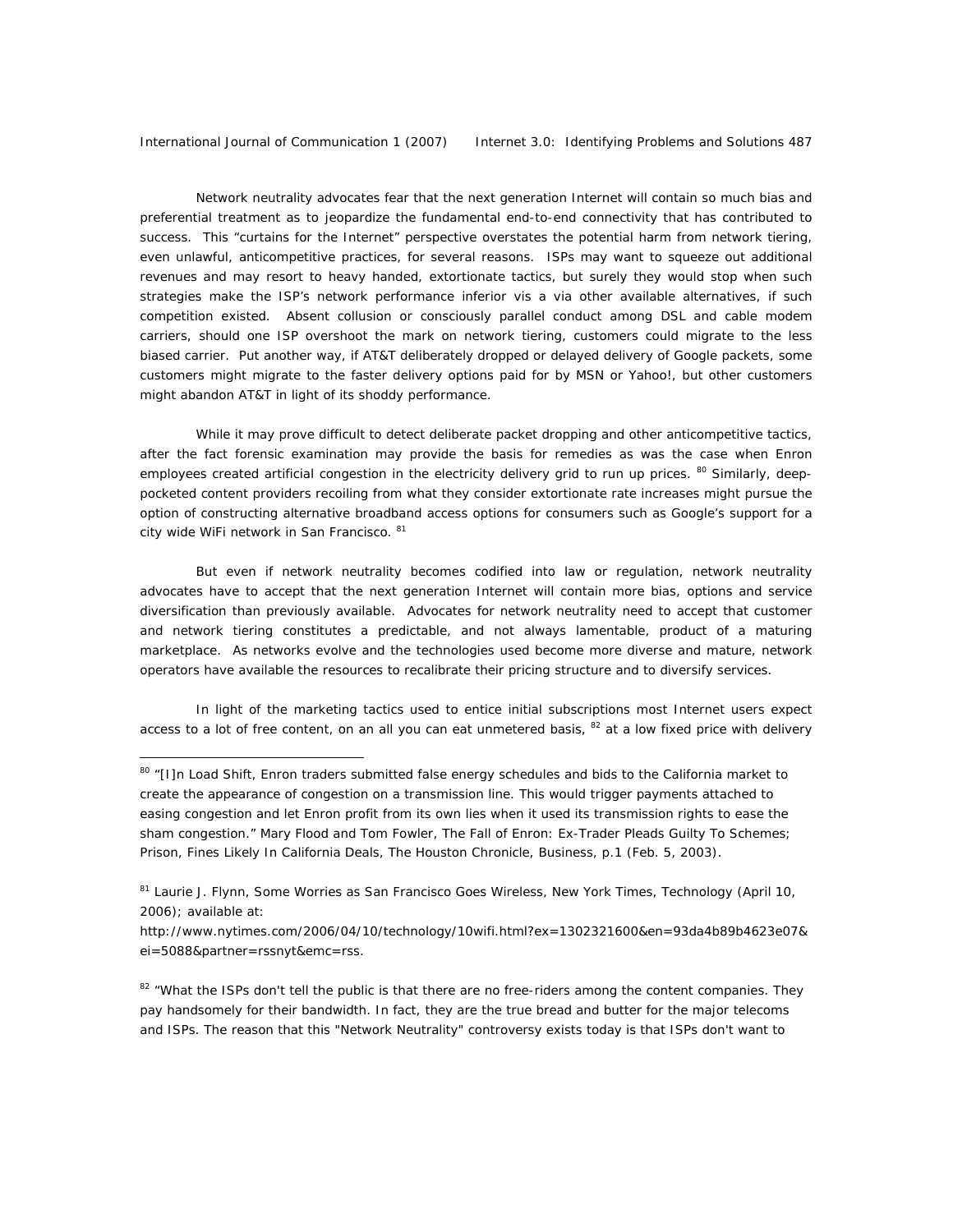Network neutrality advocates fear that the next generation Internet will contain so much bias and preferential treatment as to jeopardize the fundamental end-to-end connectivity that has contributed to success. This "curtains for the Internet" perspective overstates the potential harm from network tiering, even unlawful, anticompetitive practices, for several reasons. ISPs may want to squeeze out additional revenues and may resort to heavy handed, extortionate tactics, but surely they would stop when such strategies make the ISP's network performance inferior vis a via other available alternatives, if such competition existed. Absent collusion or consciously parallel conduct among DSL and cable modem carriers, should one ISP overshoot the mark on network tiering, customers could migrate to the less biased carrier. Put another way, if AT&T deliberately dropped or delayed delivery of Google packets, some customers might migrate to the faster delivery options paid for by MSN or Yahoo!, but other customers might abandon AT&T in light of its shoddy performance.

While it may prove difficult to detect deliberate packet dropping and other anticompetitive tactics, after the fact forensic examination may provide the basis for remedies as was the case when Enron employees created artificial congestion in the electricity delivery grid to run up prices. [80] Similarly, deep-pocketed content providers recoiling from what they consider extortionate rate increases might pursue the option of constructing alternative broadband access options for consumers such as Google's support for a city wide WiFi network in San Francisco. [81]

But even if network neutrality becomes codified into law or regulation, network neutrality advocates have to accept that the next generation Internet will contain more bias, options and service diversification than previously available. Advocates for network neutrality need to accept that customer and network tiering constitutes a predictable, and not always lamentable, product of a maturing marketplace. As networks evolve and the technologies used become more diverse and mature, network operators have available the resources to recalibrate their pricing structure and to diversify services.

In light of the marketing tactics used to entice initial subscriptions most Internet users expect access to a lot of free content, on an all you can eat unmetered basis, [82] at a low fixed price with delivery

---

[80] "[I]n Load Shift, Enron traders submitted false energy schedules and bids to the California market to create the appearance of congestion on a transmission line. This would trigger payments attached to easing congestion and let Enron profit from its own lies when it used its transmission rights to ease the sham congestion." Mary Flood and Tom Fowler, The Fall of Enron: Ex-Trader Pleads Guilty To Schemes; Prison, Fines Likely In California Deals, The Houston Chronicle, Business, p.1 (Feb. 5, 2003).

[81] Laurie J. Flynn, Some Worries as San Francisco Goes Wireless, New York Times, Technology (April 10, 2006); available at: http://www.nytimes.com/2006/04/10/technology/10wifi.html?ex=1302321600&en=93da4b89b4623e07&ei=5088&partner=rssnyt&emc=rss.

[82] "What the ISPs don't tell the public is that there are no free-riders among the content companies. They pay handsomely for their bandwidth. In fact, they are the true bread and butter for the major telecoms and ISPs. The reason that this "Network Neutrality" controversy exists today is that ISPs don't want to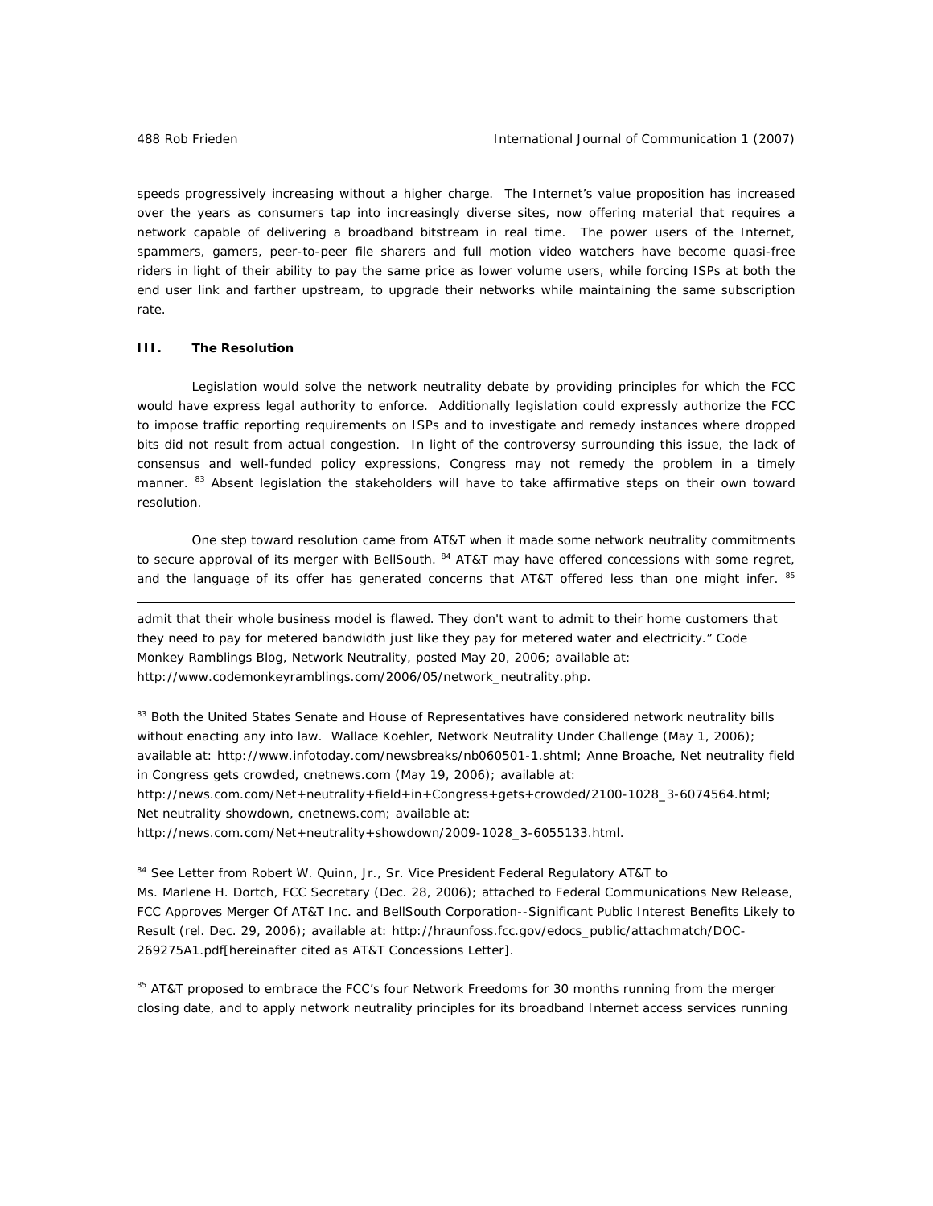speeds progressively increasing without a higher charge. The Internet's value proposition has increased over the years as consumers tap into increasingly diverse sites, now offering material that requires a network capable of delivering a broadband bitstream in real time. The power users of the Internet, spammers, gamers, peer-to-peer file sharers and full motion video watchers have become quasi-free riders in light of their ability to pay the same price as lower volume users, while forcing ISPs at both the end user link and farther upstream, to upgrade their networks while maintaining the same subscription rate.

## III. The Resolution

Legislation would solve the network neutrality debate by providing principles for which the FCC would have express legal authority to enforce. Additionally legislation could expressly authorize the FCC to impose traffic reporting requirements on ISPs and to investigate and remedy instances where dropped bits did not result from actual congestion. In light of the controversy surrounding this issue, the lack of consensus and well-funded policy expressions, Congress may not remedy the problem in a timely manner. [83] Absent legislation the stakeholders will have to take affirmative steps on their own toward resolution.

One step toward resolution came from AT&T when it made some network neutrality commitments to secure approval of its merger with BellSouth. [84] AT&T may have offered concessions with some regret, and the language of its offer has generated concerns that AT&T offered less than one might infer. [85]

---

admit that their whole business model is flawed. They don't want to admit to their home customers that they need to pay for metered bandwidth just like they pay for metered water and electricity." Code Monkey Ramblings Blog, Network Neutrality, posted May 20, 2006; available at: http://www.codemonkeyramblings.com/2006/05/network_neutrality.php.

[83] Both the United States Senate and House of Representatives have considered network neutrality bills without enacting any into law. Wallace Koehler, Network Neutrality Under Challenge (May 1, 2006); available at: http://www.infotoday.com/newsbreaks/nb060501-1.shtml; Anne Broache, Net neutrality field in Congress gets crowded, cnetnews.com (May 19, 2006); available at: http://news.com.com/Net+neutrality+field+in+Congress+gets+crowded/2100-1028_3-6074564.html; Net neutrality showdown, cnetnews.com; available at: http://news.com.com/Net+neutrality+showdown/2009-1028_3-6055133.html.

[84] See Letter from Robert W. Quinn, Jr., Sr. Vice President Federal Regulatory AT&T to Ms. Marlene H. Dortch, FCC Secretary (Dec. 28, 2006); attached to Federal Communications New Release, FCC Approves Merger Of AT&T Inc. and BellSouth Corporation--Significant Public Interest Benefits Likely to Result (rel. Dec. 29, 2006); available at: http://hraunfoss.fcc.gov/edocs_public/attachmatch/DOC-269275A1.pdf[hereinafter cited as AT&T Concessions Letter].

[85] AT&T proposed to embrace the FCC's four Network Freedoms for 30 months running from the merger closing date, and to apply network neutrality principles for its broadband Internet access services running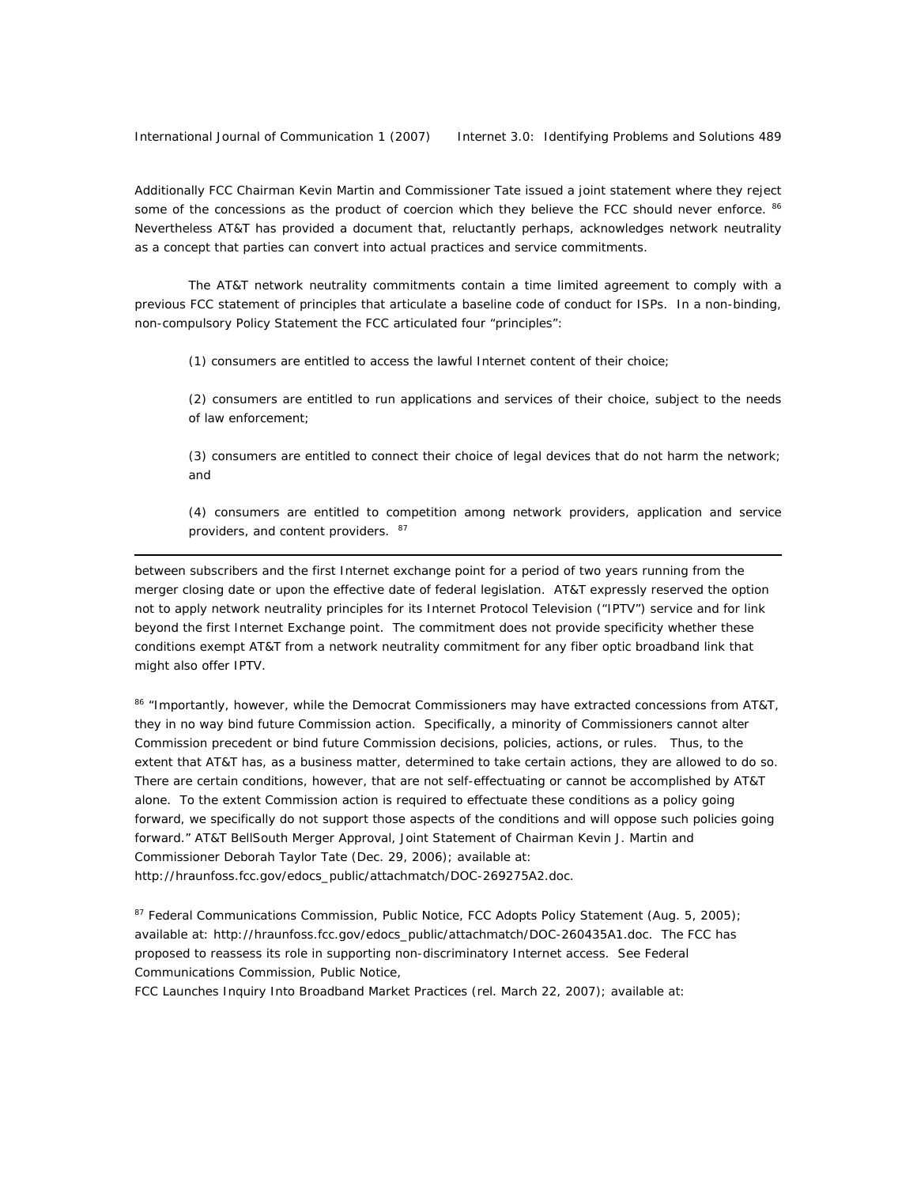Additionally FCC Chairman Kevin Martin and Commissioner Tate issued a joint statement where they reject some of the concessions as the product of coercion which they believe the FCC should never enforce. [86] Nevertheless AT&T has provided a document that, reluctantly perhaps, acknowledges network neutrality as a concept that parties can convert into actual practices and service commitments.

The AT&T network neutrality commitments contain a time limited agreement to comply with a previous FCC statement of principles that articulate a baseline code of conduct for ISPs. In a non-binding, non-compulsory Policy Statement the FCC articulated four "principles":

> (1) consumers are entitled to access the lawful Internet content of their choice;
>
> (2) consumers are entitled to run applications and services of their choice, subject to the needs of law enforcement;
>
> (3) consumers are entitled to connect their choice of legal devices that do not harm the network; and
>
> (4) consumers are entitled to competition among network providers, application and service providers, and content providers. [87]

---

between subscribers and the first Internet exchange point for a period of two years running from the merger closing date or upon the effective date of federal legislation. AT&T expressly reserved the option not to apply network neutrality principles for its Internet Protocol Television ("IPTV") service and for link beyond the first Internet Exchange point. The commitment does not provide specificity whether these conditions exempt AT&T from a network neutrality commitment for any fiber optic broadband link that might also offer IPTV.

[86] "Importantly, however, while the Democrat Commissioners may have extracted concessions from AT&T, they in no way bind future Commission action. Specifically, a minority of Commissioners cannot alter Commission precedent or bind future Commission decisions, policies, actions, or rules. Thus, to the extent that AT&T has, as a business matter, determined to take certain actions, they are allowed to do so. There are certain conditions, however, that are not self-effectuating or cannot be accomplished by AT&T alone. To the extent Commission action is required to effectuate these conditions as a policy going forward, we specifically do not support those aspects of the conditions and will oppose such policies going forward." AT&T BellSouth Merger Approval, Joint Statement of Chairman Kevin J. Martin and Commissioner Deborah Taylor Tate (Dec. 29, 2006); available at: http://hraunfoss.fcc.gov/edocs_public/attachmatch/DOC-269275A2.doc.

[87] Federal Communications Commission, Public Notice, FCC Adopts Policy Statement (Aug. 5, 2005); available at: http://hraunfoss.fcc.gov/edocs_public/attachmatch/DOC-260435A1.doc. The FCC has proposed to reassess its role in supporting non-discriminatory Internet access. See Federal Communications Commission, Public Notice, FCC Launches Inquiry Into Broadband Market Practices (rel. March 22, 2007); available at: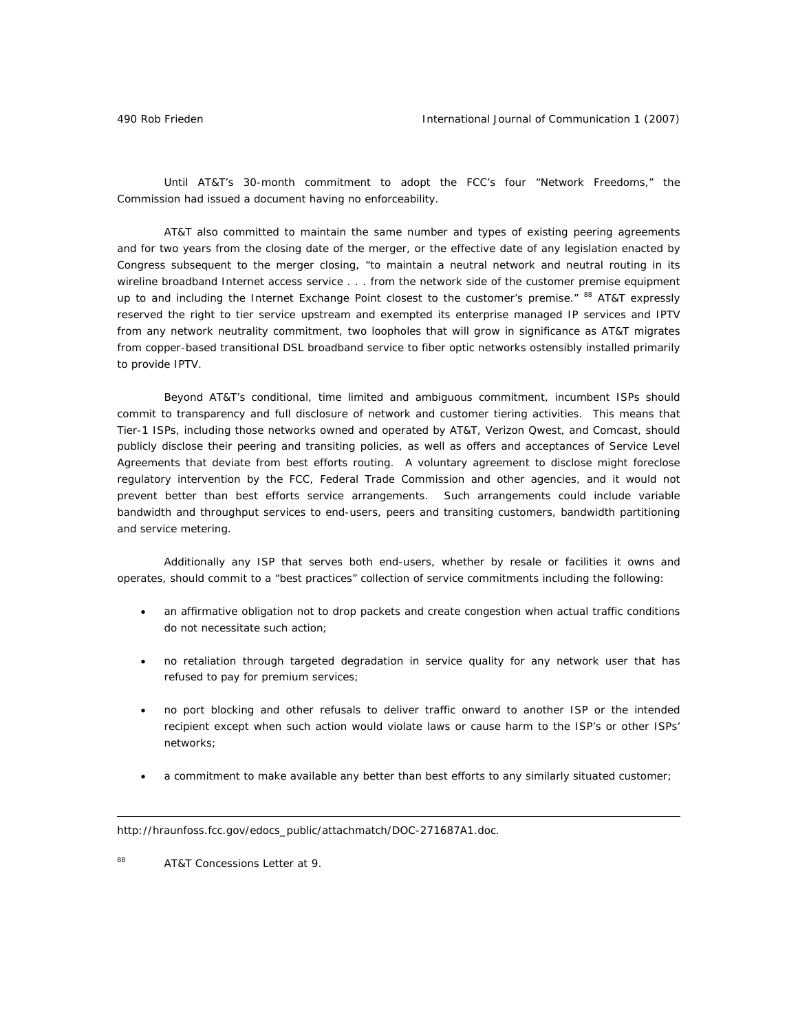Until AT&T's 30-month commitment to adopt the FCC's four "Network Freedoms," the Commission had issued a document having no enforceability.

AT&T also committed to maintain the same number and types of existing peering agreements and for two years from the closing date of the merger, or the effective date of any legislation enacted by Congress subsequent to the merger closing, "to maintain a neutral network and neutral routing in its wireline broadband Internet access service . . . from the network side of the customer premise equipment up to and including the Internet Exchange Point closest to the customer's premise." [88] AT&T expressly reserved the right to tier service upstream and exempted its enterprise managed IP services and IPTV from any network neutrality commitment, two loopholes that will grow in significance as AT&T migrates from copper-based transitional DSL broadband service to fiber optic networks ostensibly installed primarily to provide IPTV.

Beyond AT&T's conditional, time limited and ambiguous commitment, incumbent ISPs should commit to transparency and full disclosure of network and customer tiering activities. This means that Tier-1 ISPs, including those networks owned and operated by AT&T, Verizon Qwest, and Comcast, should publicly disclose their peering and transiting policies, as well as offers and acceptances of Service Level Agreements that deviate from best efforts routing. A voluntary agreement to disclose might foreclose regulatory intervention by the FCC, Federal Trade Commission and other agencies, and it would not prevent better than best efforts service arrangements. Such arrangements could include variable bandwidth and throughput services to end-users, peers and transiting customers, bandwidth partitioning and service metering.

Additionally any ISP that serves both end-users, whether by resale or facilities it owns and operates, should commit to a "best practices" collection of service commitments including the following:

- an affirmative obligation not to drop packets and create congestion when actual traffic conditions do not necessitate such action;
- no retaliation through targeted degradation in service quality for any network user that has refused to pay for premium services;
- no port blocking and other refusals to deliver traffic onward to another ISP or the intended recipient except when such action would violate laws or cause harm to the ISP's or other ISPs' networks;
- a commitment to make available any better than best efforts to any similarly situated customer;

---

http://hraunfoss.fcc.gov/edocs_public/attachmatch/DOC-271687A1.doc.

[88] AT&T Concessions Letter at 9.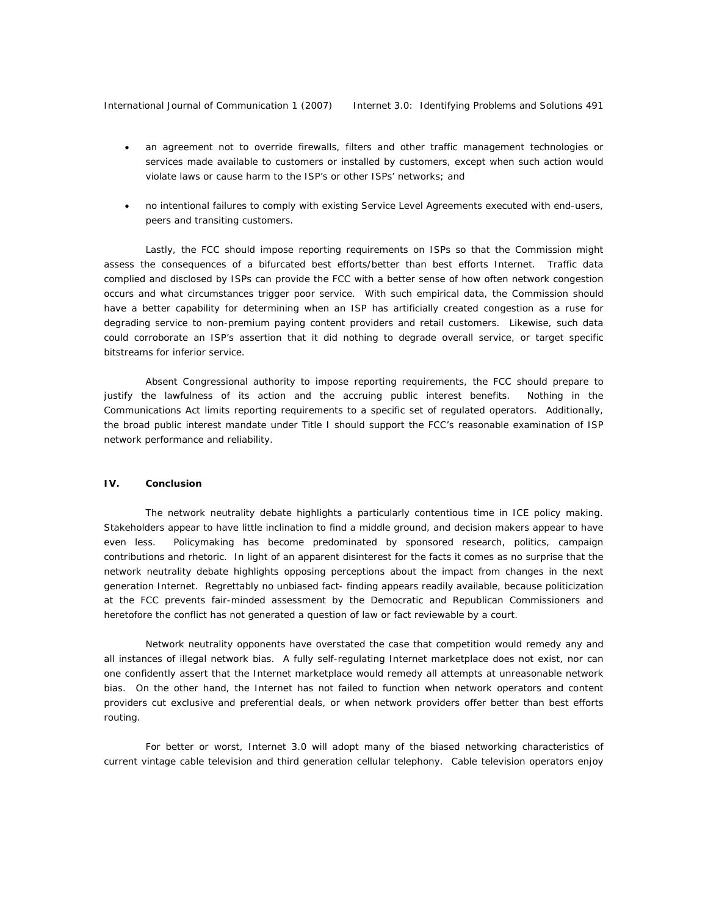- an agreement not to override firewalls, filters and other traffic management technologies or services made available to customers or installed by customers, except when such action would violate laws or cause harm to the ISP's or other ISPs' networks; and

- no intentional failures to comply with existing Service Level Agreements executed with end-users, peers and transiting customers.

Lastly, the FCC should impose reporting requirements on ISPs so that the Commission might assess the consequences of a bifurcated best efforts/better than best efforts Internet. Traffic data complied and disclosed by ISPs can provide the FCC with a better sense of how often network congestion occurs and what circumstances trigger poor service. With such empirical data, the Commission should have a better capability for determining when an ISP has artificially created congestion as a ruse for degrading service to non-premium paying content providers and retail customers. Likewise, such data could corroborate an ISP's assertion that it did nothing to degrade overall service, or target specific bitstreams for inferior service.

Absent Congressional authority to impose reporting requirements, the FCC should prepare to justify the lawfulness of its action and the accruing public interest benefits. Nothing in the Communications Act limits reporting requirements to a specific set of regulated operators. Additionally, the broad public interest mandate under Title I should support the FCC's reasonable examination of ISP network performance and reliability.

## IV. Conclusion

The network neutrality debate highlights a particularly contentious time in ICE policy making. Stakeholders appear to have little inclination to find a middle ground, and decision makers appear to have even less. Policymaking has become predominated by sponsored research, politics, campaign contributions and rhetoric. In light of an apparent disinterest for the facts it comes as no surprise that the network neutrality debate highlights opposing perceptions about the impact from changes in the next generation Internet. Regrettably no unbiased fact- finding appears readily available, because politicization at the FCC prevents fair-minded assessment by the Democratic and Republican Commissioners and heretofore the conflict has not generated a question of law or fact reviewable by a court.

Network neutrality opponents have overstated the case that competition would remedy any and all instances of illegal network bias. A fully self-regulating Internet marketplace does not exist, nor can one confidently assert that the Internet marketplace would remedy all attempts at unreasonable network bias. On the other hand, the Internet has not failed to function when network operators and content providers cut exclusive and preferential deals, or when network providers offer better than best efforts routing.

For better or worst, Internet 3.0 will adopt many of the biased networking characteristics of current vintage cable television and third generation cellular telephony. Cable television operators enjoy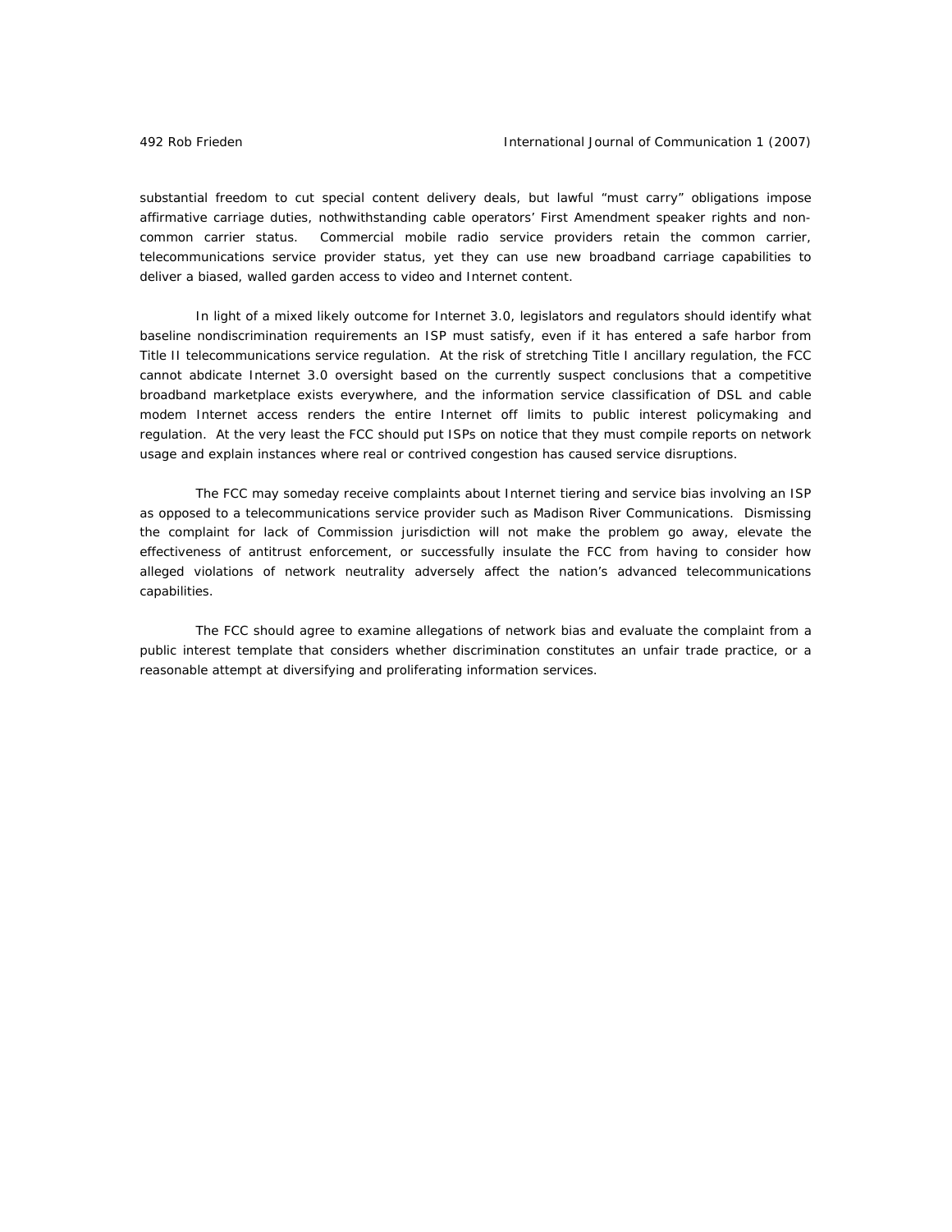substantial freedom to cut special content delivery deals, but lawful "must carry" obligations impose affirmative carriage duties, nothwithstanding cable operators' First Amendment speaker rights and non-common carrier status. Commercial mobile radio service providers retain the common carrier, telecommunications service provider status, yet they can use new broadband carriage capabilities to deliver a biased, walled garden access to video and Internet content.

In light of a mixed likely outcome for Internet 3.0, legislators and regulators should identify what baseline nondiscrimination requirements an ISP must satisfy, even if it has entered a safe harbor from Title II telecommunications service regulation. At the risk of stretching Title I ancillary regulation, the FCC cannot abdicate Internet 3.0 oversight based on the currently suspect conclusions that a competitive broadband marketplace exists everywhere, and the information service classification of DSL and cable modem Internet access renders the entire Internet off limits to public interest policymaking and regulation. At the very least the FCC should put ISPs on notice that they must compile reports on network usage and explain instances where real or contrived congestion has caused service disruptions.

The FCC may someday receive complaints about Internet tiering and service bias involving an ISP as opposed to a telecommunications service provider such as Madison River Communications. Dismissing the complaint for lack of Commission jurisdiction will not make the problem go away, elevate the effectiveness of antitrust enforcement, or successfully insulate the FCC from having to consider how alleged violations of network neutrality adversely affect the nation's advanced telecommunications capabilities.

The FCC should agree to examine allegations of network bias and evaluate the complaint from a public interest template that considers whether discrimination constitutes an unfair trade practice, or a reasonable attempt at diversifying and proliferating information services.